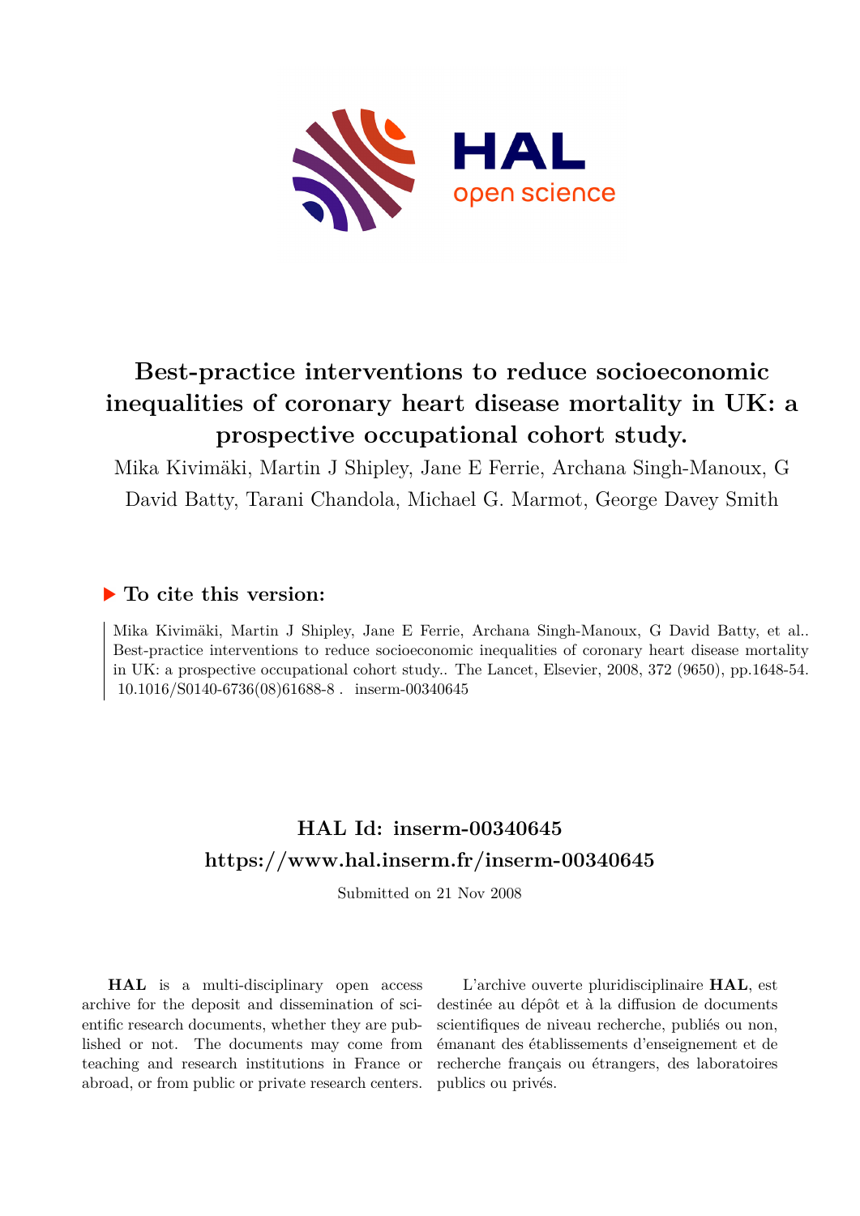# Best-practice interventions to reduce socioeconomic inequalities of coronary heart disease mortality in UK: a prospective occupational cohort study.

Mika Kivimäki, Martin J Shipley, Jane E Ferrie, Archana Singh-Manoux, G David Batty, Tarani Chandola, Michael G. Marmot, George Davey Smith

## ▶ To cite this version:

Mika Kivimäki, Martin J Shipley, Jane E Ferrie, Archana Singh-Manoux, G David Batty, et al.. Best-practice interventions to reduce socioeconomic inequalities of coronary heart disease mortality in UK: a prospective occupational cohort study.. The Lancet, Elsevier, 2008, 372 (9650), pp.1648-54. 10.1016/S0140-6736(08)61688-8 . inserm-00340645

## HAL Id: inserm-00340645
## https://www.hal.inserm.fr/inserm-00340645

Submitted on 21 Nov 2008

**HAL** is a multi-disciplinary open access archive for the deposit and dissemination of scientific research documents, whether they are published or not. The documents may come from teaching and research institutions in France or abroad, or from public or private research centers.

L'archive ouverte pluridisciplinaire **HAL**, est destinée au dépôt et à la diffusion de documents scientifiques de niveau recherche, publiés ou non, émanant des établissements d'enseignement et de recherche français ou étrangers, des laboratoires publics ou privés.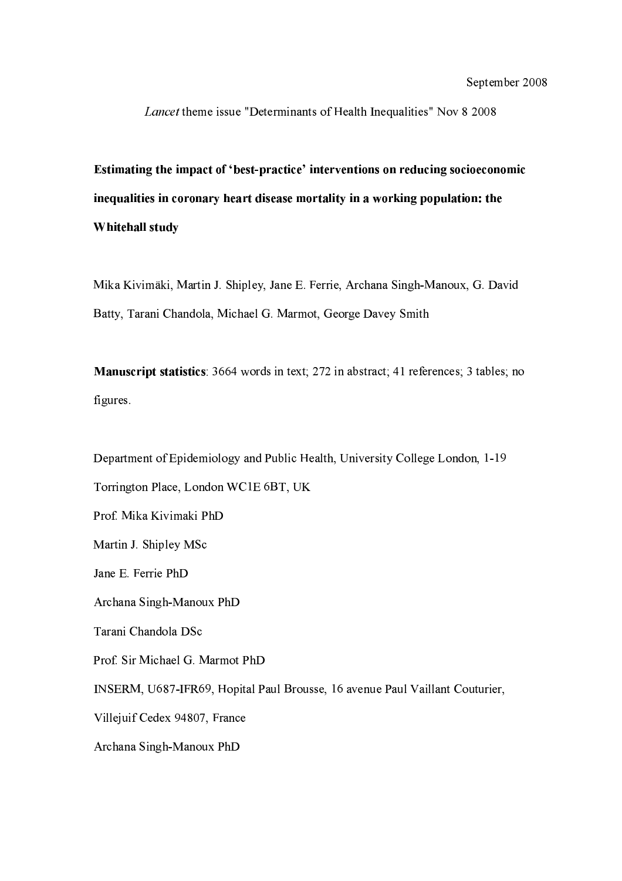September 2008

*Lancet* theme issue "Determinants of Health Inequalities" Nov 8 2008

**Estimating the impact of 'best-practice' interventions on reducing socioeconomic inequalities in coronary heart disease mortality in a working population: the Whitehall study**

Mika Kivimäki, Martin J. Shipley, Jane E. Ferrie, Archana Singh-Manoux, G. David Batty, Tarani Chandola, Michael G. Marmot, George Davey Smith

**Manuscript statistics**: 3664 words in text; 272 in abstract; 41 references; 3 tables; no figures.

Department of Epidemiology and Public Health, University College London, 1-19 Torrington Place, London WC1E 6BT, UK

Prof. Mika Kivimaki PhD

Martin J. Shipley MSc

Jane E. Ferrie PhD

Archana Singh-Manoux PhD

Tarani Chandola DSc

Prof. Sir Michael G. Marmot PhD

INSERM, U687-IFR69, Hopital Paul Brousse, 16 avenue Paul Vaillant Couturier, Villejuif Cedex 94807, France

Archana Singh-Manoux PhD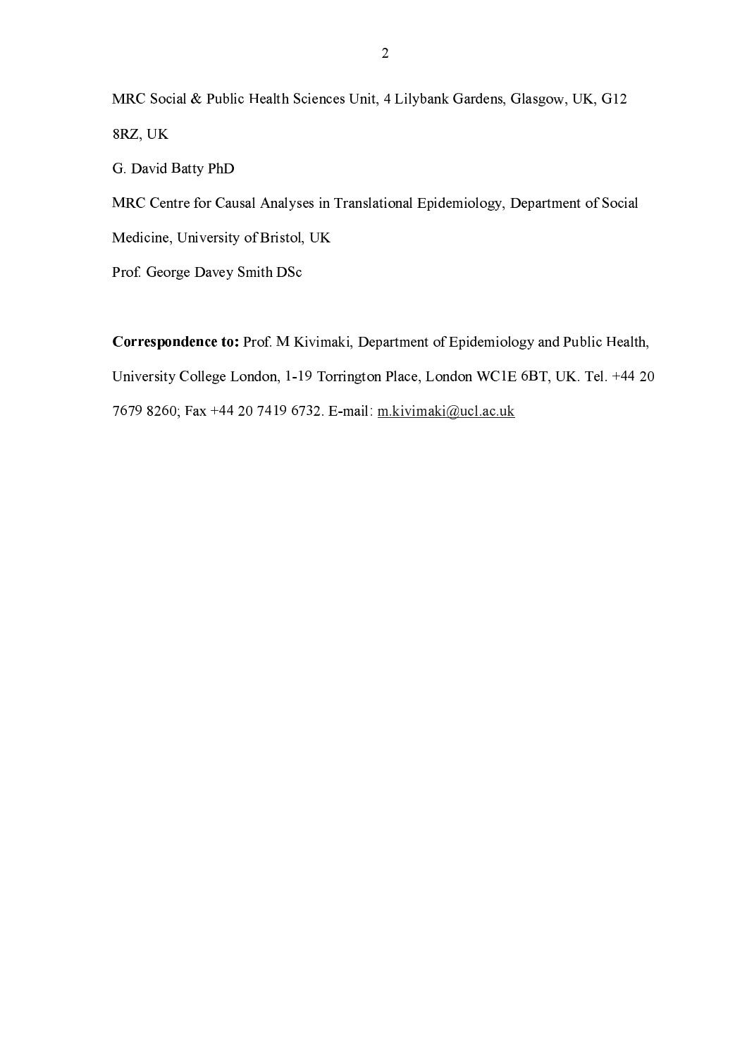MRC Social & Public Health Sciences Unit, 4 Lilybank Gardens, Glasgow, UK, G12 8RZ, UK

G. David Batty PhD

MRC Centre for Causal Analyses in Translational Epidemiology, Department of Social Medicine, University of Bristol, UK

Prof. George Davey Smith DSc

**Correspondence to:** Prof. M Kivimaki, Department of Epidemiology and Public Health, University College London, 1-19 Torrington Place, London WC1E 6BT, UK. Tel. +44 20 7679 8260; Fax +44 20 7419 6732. E-mail: m.kivimaki@ucl.ac.uk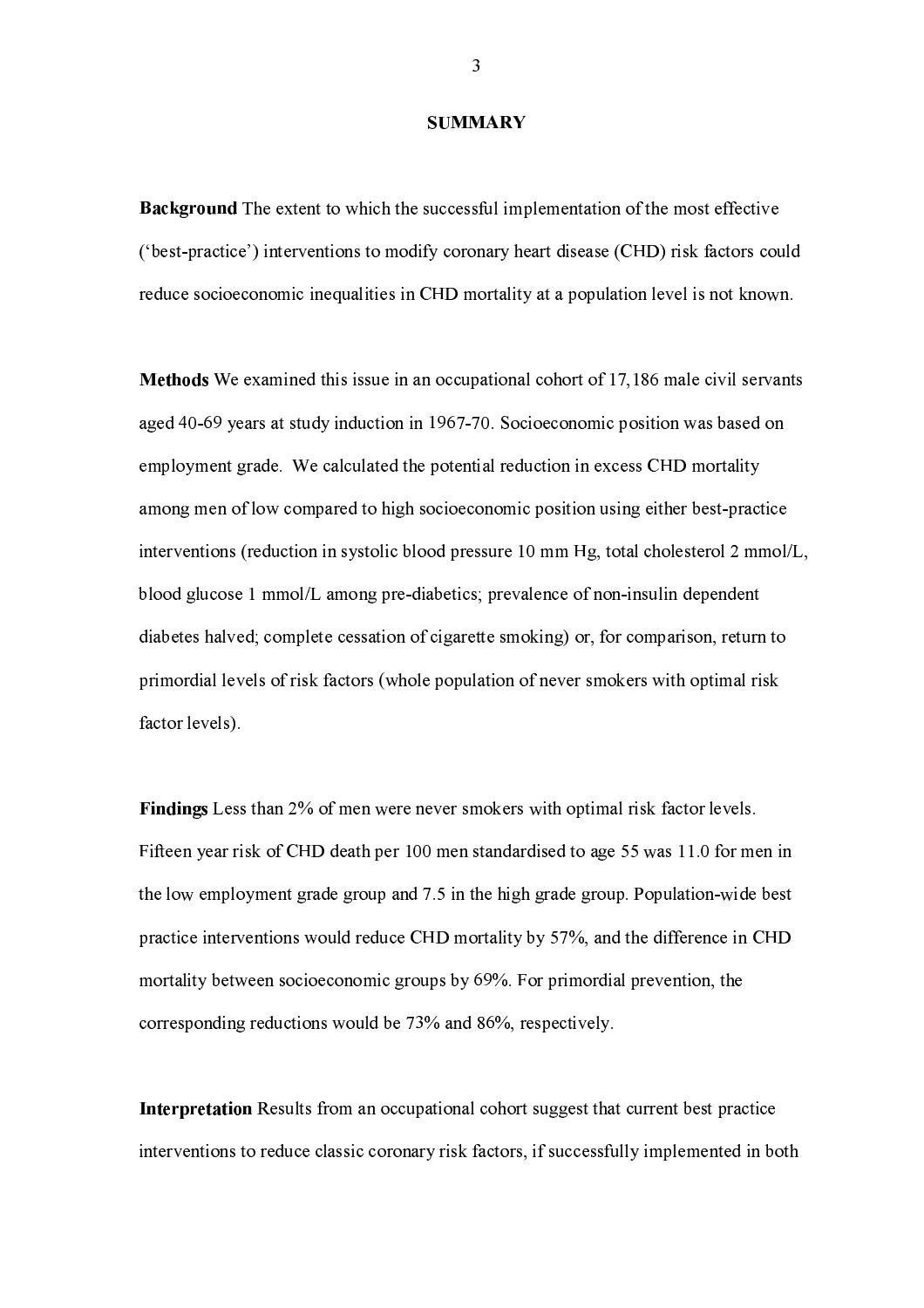## SUMMARY

**Background** The extent to which the successful implementation of the most effective ('best-practice') interventions to modify coronary heart disease (CHD) risk factors could reduce socioeconomic inequalities in CHD mortality at a population level is not known.

**Methods** We examined this issue in an occupational cohort of 17,186 male civil servants aged 40-69 years at study induction in 1967-70. Socioeconomic position was based on employment grade. We calculated the potential reduction in excess CHD mortality among men of low compared to high socioeconomic position using either best-practice interventions (reduction in systolic blood pressure 10 mm Hg, total cholesterol 2 mmol/L, blood glucose 1 mmol/L among pre-diabetics; prevalence of non-insulin dependent diabetes halved; complete cessation of cigarette smoking) or, for comparison, return to primordial levels of risk factors (whole population of never smokers with optimal risk factor levels).

**Findings** Less than 2% of men were never smokers with optimal risk factor levels. Fifteen year risk of CHD death per 100 men standardised to age 55 was 11.0 for men in the low employment grade group and 7.5 in the high grade group. Population-wide best practice interventions would reduce CHD mortality by 57%, and the difference in CHD mortality between socioeconomic groups by 69%. For primordial prevention, the corresponding reductions would be 73% and 86%, respectively.

**Interpretation** Results from an occupational cohort suggest that current best practice interventions to reduce classic coronary risk factors, if successfully implemented in both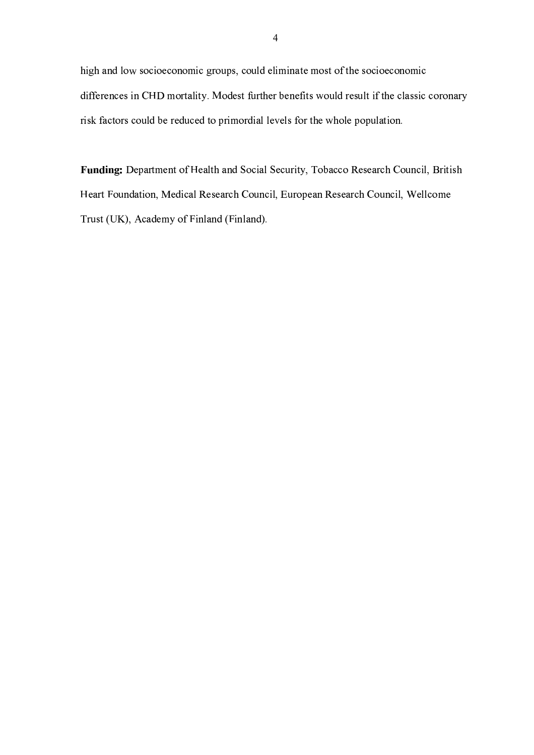high and low socioeconomic groups, could eliminate most of the socioeconomic differences in CHD mortality. Modest further benefits would result if the classic coronary risk factors could be reduced to primordial levels for the whole population.

**Funding:** Department of Health and Social Security, Tobacco Research Council, British Heart Foundation, Medical Research Council, European Research Council, Wellcome Trust (UK), Academy of Finland (Finland).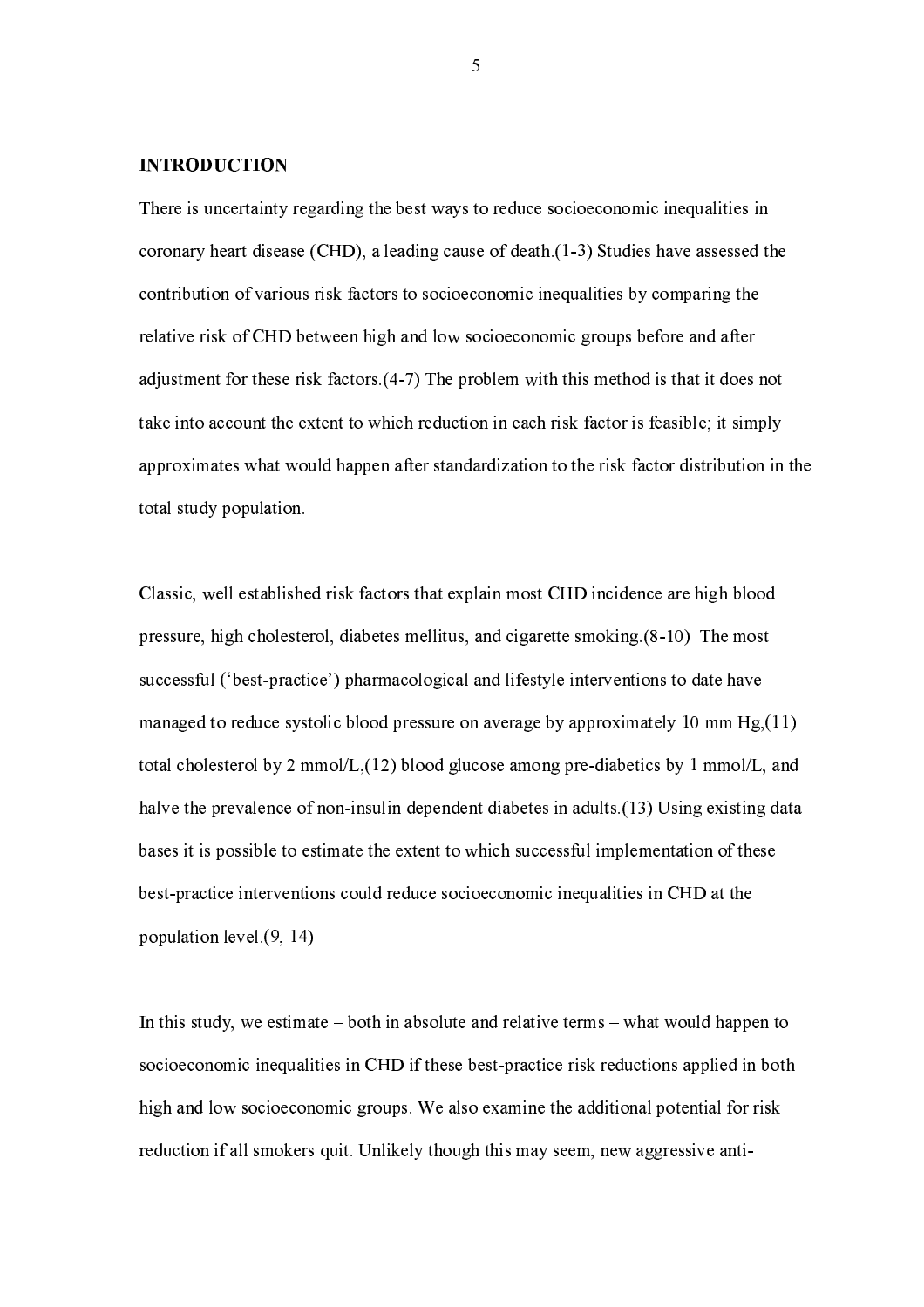## INTRODUCTION

There is uncertainty regarding the best ways to reduce socioeconomic inequalities in coronary heart disease (CHD), a leading cause of death.(1-3) Studies have assessed the contribution of various risk factors to socioeconomic inequalities by comparing the relative risk of CHD between high and low socioeconomic groups before and after adjustment for these risk factors.(4-7) The problem with this method is that it does not take into account the extent to which reduction in each risk factor is feasible; it simply approximates what would happen after standardization to the risk factor distribution in the total study population.

Classic, well established risk factors that explain most CHD incidence are high blood pressure, high cholesterol, diabetes mellitus, and cigarette smoking.(8-10) The most successful ('best-practice') pharmacological and lifestyle interventions to date have managed to reduce systolic blood pressure on average by approximately 10 mm Hg,(11) total cholesterol by 2 mmol/L,(12) blood glucose among pre-diabetics by 1 mmol/L, and halve the prevalence of non-insulin dependent diabetes in adults.(13) Using existing data bases it is possible to estimate the extent to which successful implementation of these best-practice interventions could reduce socioeconomic inequalities in CHD at the population level.(9, 14)

In this study, we estimate – both in absolute and relative terms – what would happen to socioeconomic inequalities in CHD if these best-practice risk reductions applied in both high and low socioeconomic groups. We also examine the additional potential for risk reduction if all smokers quit. Unlikely though this may seem, new aggressive anti-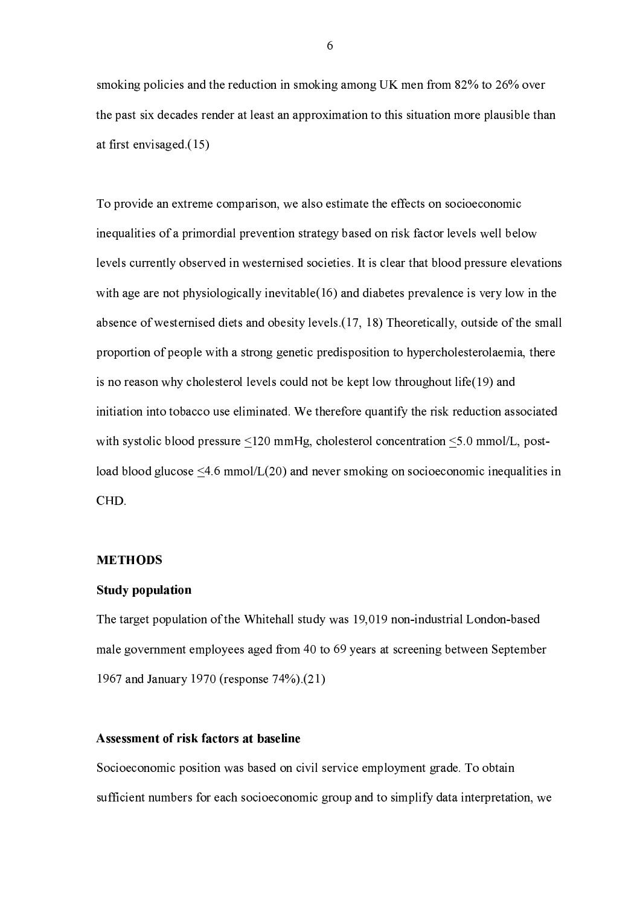smoking policies and the reduction in smoking among UK men from 82% to 26% over the past six decades render at least an approximation to this situation more plausible than at first envisaged.(15)

To provide an extreme comparison, we also estimate the effects on socioeconomic inequalities of a primordial prevention strategy based on risk factor levels well below levels currently observed in westernised societies. It is clear that blood pressure elevations with age are not physiologically inevitable(16) and diabetes prevalence is very low in the absence of westernised diets and obesity levels.(17, 18) Theoretically, outside of the small proportion of people with a strong genetic predisposition to hypercholesterolaemia, there is no reason why cholesterol levels could not be kept low throughout life(19) and initiation into tobacco use eliminated. We therefore quantify the risk reduction associated with systolic blood pressure ≤120 mmHg, cholesterol concentration ≤5.0 mmol/L, post-load blood glucose ≤4.6 mmol/L(20) and never smoking on socioeconomic inequalities in CHD.

## METHODS

### Study population

The target population of the Whitehall study was 19,019 non-industrial London-based male government employees aged from 40 to 69 years at screening between September 1967 and January 1970 (response 74%).(21)

### Assessment of risk factors at baseline

Socioeconomic position was based on civil service employment grade. To obtain sufficient numbers for each socioeconomic group and to simplify data interpretation, we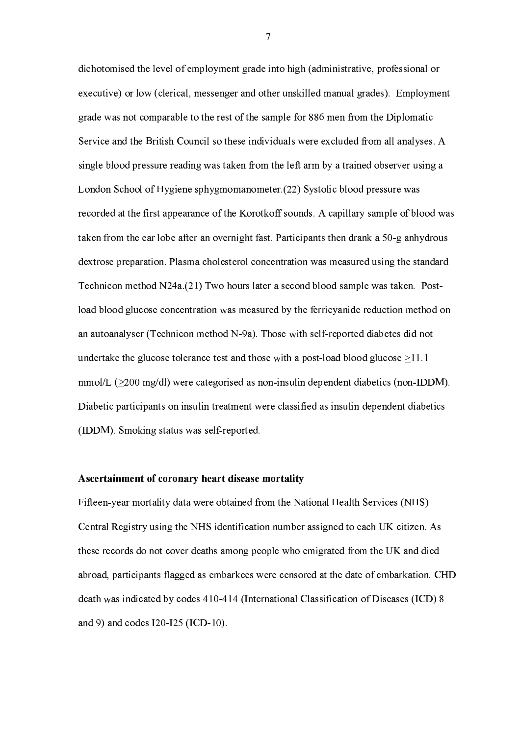dichotomised the level of employment grade into high (administrative, professional or executive) or low (clerical, messenger and other unskilled manual grades). Employment grade was not comparable to the rest of the sample for 886 men from the Diplomatic Service and the British Council so these individuals were excluded from all analyses. A single blood pressure reading was taken from the left arm by a trained observer using a London School of Hygiene sphygmomanometer.(22) Systolic blood pressure was recorded at the first appearance of the Korotkoff sounds. A capillary sample of blood was taken from the ear lobe after an overnight fast. Participants then drank a 50-g anhydrous dextrose preparation. Plasma cholesterol concentration was measured using the standard Technicon method N24a.(21) Two hours later a second blood sample was taken. Post-load blood glucose concentration was measured by the ferricyanide reduction method on an autoanalyser (Technicon method N-9a). Those with self-reported diabetes did not undertake the glucose tolerance test and those with a post-load blood glucose $\geq$11.1 mmol/L ($\geq$200 mg/dl) were categorised as non-insulin dependent diabetics (non-IDDM). Diabetic participants on insulin treatment were classified as insulin dependent diabetics (IDDM). Smoking status was self-reported.

**Ascertainment of coronary heart disease mortality**

Fifteen-year mortality data were obtained from the National Health Services (NHS) Central Registry using the NHS identification number assigned to each UK citizen. As these records do not cover deaths among people who emigrated from the UK and died abroad, participants flagged as embarkees were censored at the date of embarkation. CHD death was indicated by codes 410-414 (International Classification of Diseases (ICD) 8 and 9) and codes I20-I25 (ICD-10).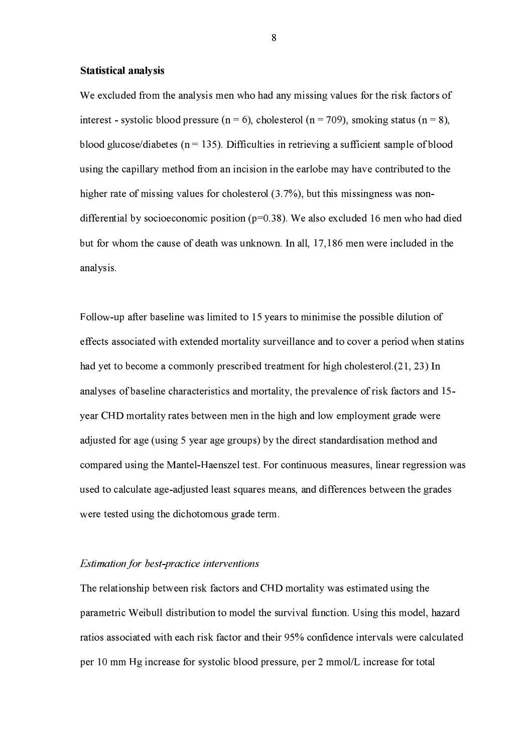**Statistical analysis**

We excluded from the analysis men who had any missing values for the risk factors of interest - systolic blood pressure (n = 6), cholesterol (n = 709), smoking status (n = 8), blood glucose/diabetes (n = 135). Difficulties in retrieving a sufficient sample of blood using the capillary method from an incision in the earlobe may have contributed to the higher rate of missing values for cholesterol (3.7%), but this missingness was non-differential by socioeconomic position (p=0.38). We also excluded 16 men who had died but for whom the cause of death was unknown. In all, 17,186 men were included in the analysis.

Follow-up after baseline was limited to 15 years to minimise the possible dilution of effects associated with extended mortality surveillance and to cover a period when statins had yet to become a commonly prescribed treatment for high cholesterol.(21, 23) In analyses of baseline characteristics and mortality, the prevalence of risk factors and 15-year CHD mortality rates between men in the high and low employment grade were adjusted for age (using 5 year age groups) by the direct standardisation method and compared using the Mantel-Haenszel test. For continuous measures, linear regression was used to calculate age-adjusted least squares means, and differences between the grades were tested using the dichotomous grade term.

*Estimation for best-practice interventions*

The relationship between risk factors and CHD mortality was estimated using the parametric Weibull distribution to model the survival function. Using this model, hazard ratios associated with each risk factor and their 95% confidence intervals were calculated per 10 mm Hg increase for systolic blood pressure, per 2 mmol/L increase for total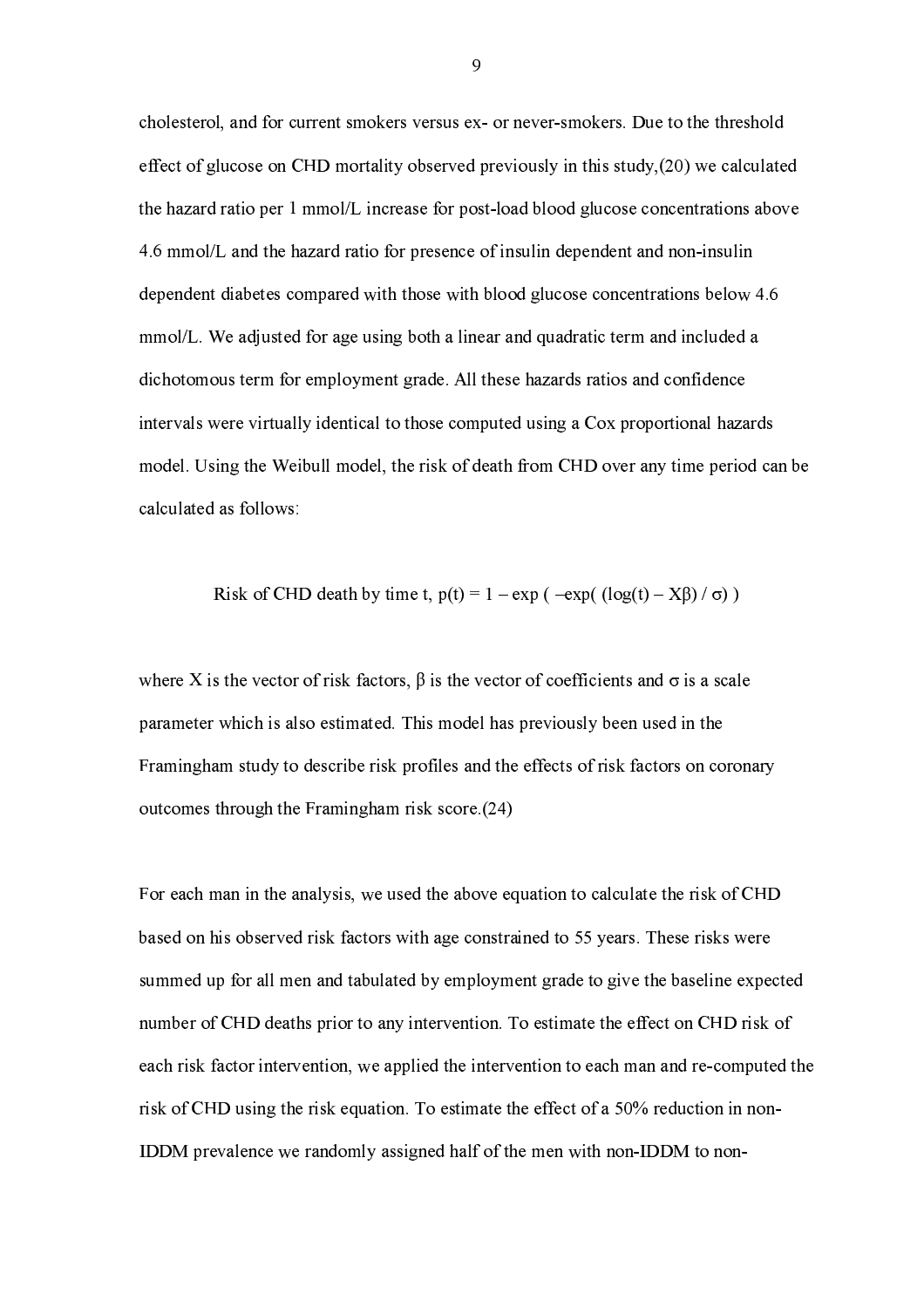cholesterol, and for current smokers versus ex- or never-smokers. Due to the threshold effect of glucose on CHD mortality observed previously in this study,(20) we calculated the hazard ratio per 1 mmol/L increase for post-load blood glucose concentrations above 4.6 mmol/L and the hazard ratio for presence of insulin dependent and non-insulin dependent diabetes compared with those with blood glucose concentrations below 4.6 mmol/L. We adjusted for age using both a linear and quadratic term and included a dichotomous term for employment grade. All these hazards ratios and confidence intervals were virtually identical to those computed using a Cox proportional hazards model. Using the Weibull model, the risk of death from CHD over any time period can be calculated as follows:

$$\text{Risk of CHD death by time } t,\ p(t) = 1 - \exp\left( -\exp\left( (\log(t) - X\beta) / \sigma \right) \right)$$

where $X$ is the vector of risk factors, $\beta$ is the vector of coefficients and $\sigma$ is a scale parameter which is also estimated. This model has previously been used in the Framingham study to describe risk profiles and the effects of risk factors on coronary outcomes through the Framingham risk score.(24)

For each man in the analysis, we used the above equation to calculate the risk of CHD based on his observed risk factors with age constrained to 55 years. These risks were summed up for all men and tabulated by employment grade to give the baseline expected number of CHD deaths prior to any intervention. To estimate the effect on CHD risk of each risk factor intervention, we applied the intervention to each man and re-computed the risk of CHD using the risk equation. To estimate the effect of a 50% reduction in non-IDDM prevalence we randomly assigned half of the men with non-IDDM to non-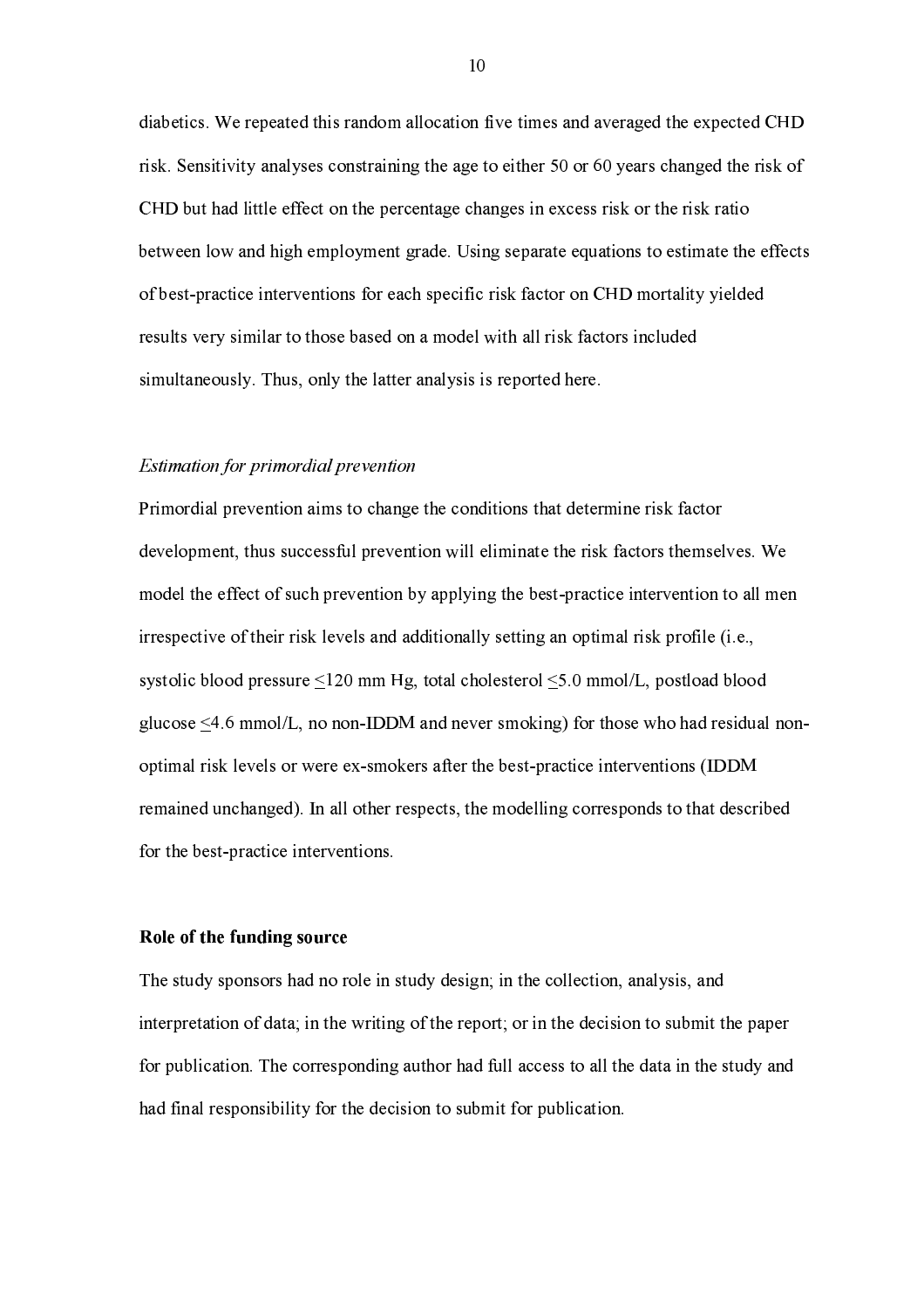diabetics. We repeated this random allocation five times and averaged the expected CHD risk. Sensitivity analyses constraining the age to either 50 or 60 years changed the risk of CHD but had little effect on the percentage changes in excess risk or the risk ratio between low and high employment grade. Using separate equations to estimate the effects of best-practice interventions for each specific risk factor on CHD mortality yielded results very similar to those based on a model with all risk factors included simultaneously. Thus, only the latter analysis is reported here.

*Estimation for primordial prevention*

Primordial prevention aims to change the conditions that determine risk factor development, thus successful prevention will eliminate the risk factors themselves. We model the effect of such prevention by applying the best-practice intervention to all men irrespective of their risk levels and additionally setting an optimal risk profile (i.e., systolic blood pressure ≤120 mm Hg, total cholesterol ≤5.0 mmol/L, postload blood glucose ≤4.6 mmol/L, no non-IDDM and never smoking) for those who had residual non-optimal risk levels or were ex-smokers after the best-practice interventions (IDDM remained unchanged). In all other respects, the modelling corresponds to that described for the best-practice interventions.

**Role of the funding source**

The study sponsors had no role in study design; in the collection, analysis, and interpretation of data; in the writing of the report; or in the decision to submit the paper for publication. The corresponding author had full access to all the data in the study and had final responsibility for the decision to submit for publication.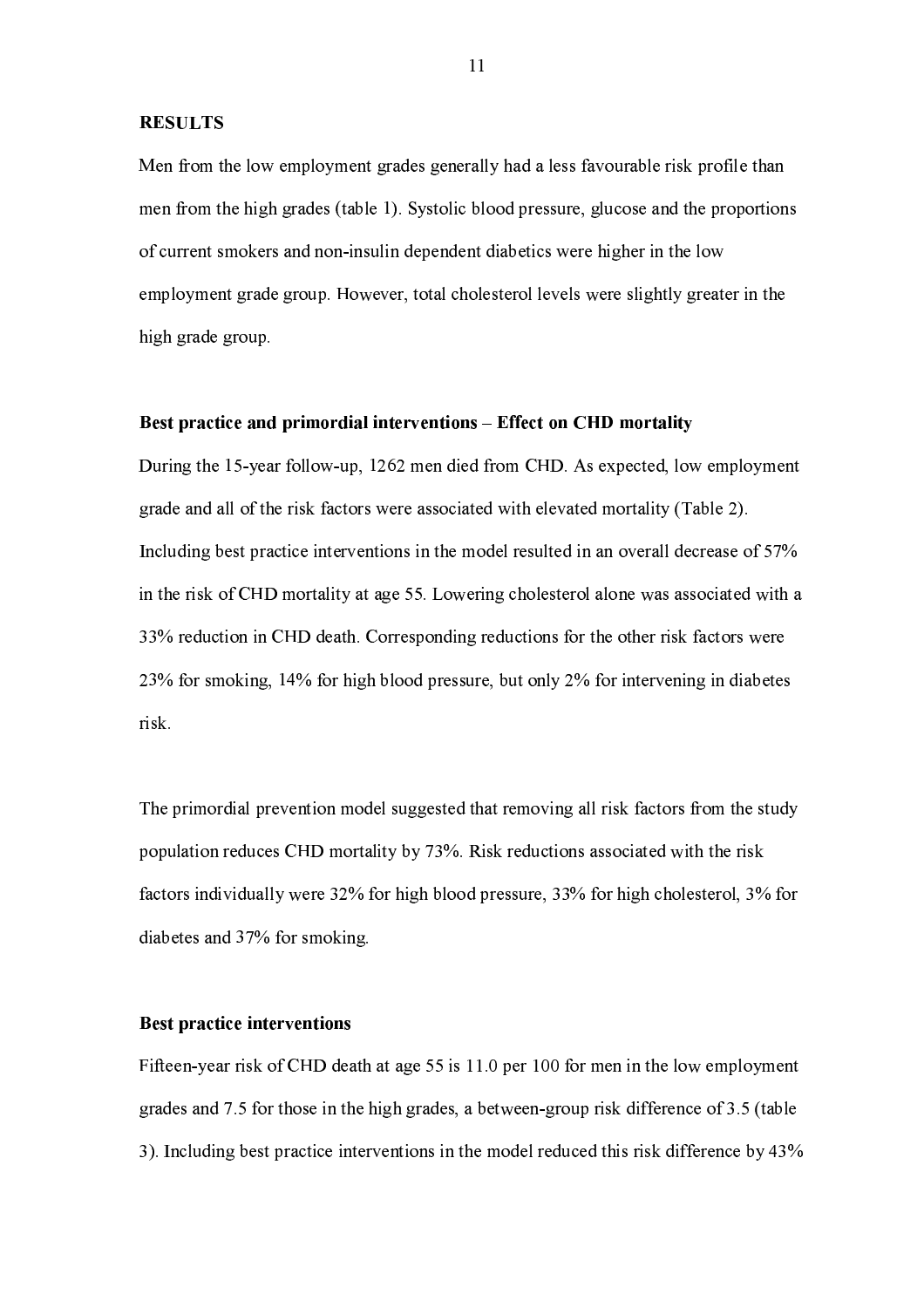## RESULTS

Men from the low employment grades generally had a less favourable risk profile than men from the high grades (table 1). Systolic blood pressure, glucose and the proportions of current smokers and non-insulin dependent diabetics were higher in the low employment grade group. However, total cholesterol levels were slightly greater in the high grade group.

### Best practice and primordial interventions – Effect on CHD mortality

During the 15-year follow-up, 1262 men died from CHD. As expected, low employment grade and all of the risk factors were associated with elevated mortality (Table 2). Including best practice interventions in the model resulted in an overall decrease of 57% in the risk of CHD mortality at age 55. Lowering cholesterol alone was associated with a 33% reduction in CHD death. Corresponding reductions for the other risk factors were 23% for smoking, 14% for high blood pressure, but only 2% for intervening in diabetes risk.

The primordial prevention model suggested that removing all risk factors from the study population reduces CHD mortality by 73%. Risk reductions associated with the risk factors individually were 32% for high blood pressure, 33% for high cholesterol, 3% for diabetes and 37% for smoking.

### Best practice interventions

Fifteen-year risk of CHD death at age 55 is 11.0 per 100 for men in the low employment grades and 7.5 for those in the high grades, a between-group risk difference of 3.5 (table 3). Including best practice interventions in the model reduced this risk difference by 43%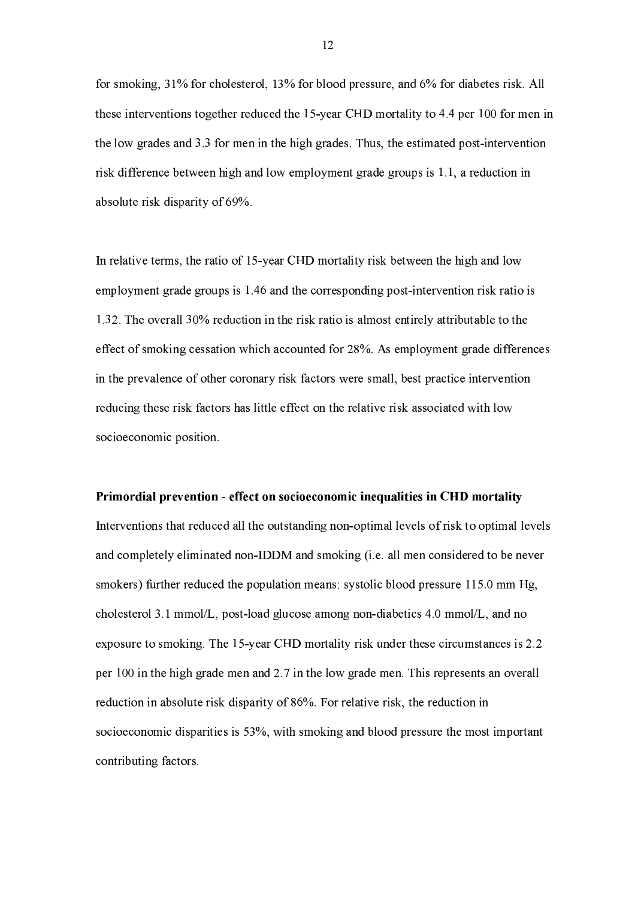for smoking, 31% for cholesterol, 13% for blood pressure, and 6% for diabetes risk. All these interventions together reduced the 15-year CHD mortality to 4.4 per 100 for men in the low grades and 3.3 for men in the high grades. Thus, the estimated post-intervention risk difference between high and low employment grade groups is 1.1, a reduction in absolute risk disparity of 69%.

In relative terms, the ratio of 15-year CHD mortality risk between the high and low employment grade groups is 1.46 and the corresponding post-intervention risk ratio is 1.32. The overall 30% reduction in the risk ratio is almost entirely attributable to the effect of smoking cessation which accounted for 28%. As employment grade differences in the prevalence of other coronary risk factors were small, best practice intervention reducing these risk factors has little effect on the relative risk associated with low socioeconomic position.

**Primordial prevention - effect on socioeconomic inequalities in CHD mortality**

Interventions that reduced all the outstanding non-optimal levels of risk to optimal levels and completely eliminated non-IDDM and smoking (i.e. all men considered to be never smokers) further reduced the population means: systolic blood pressure 115.0 mm Hg, cholesterol 3.1 mmol/L, post-load glucose among non-diabetics 4.0 mmol/L, and no exposure to smoking. The 15-year CHD mortality risk under these circumstances is 2.2 per 100 in the high grade men and 2.7 in the low grade men. This represents an overall reduction in absolute risk disparity of 86%. For relative risk, the reduction in socioeconomic disparities is 53%, with smoking and blood pressure the most important contributing factors.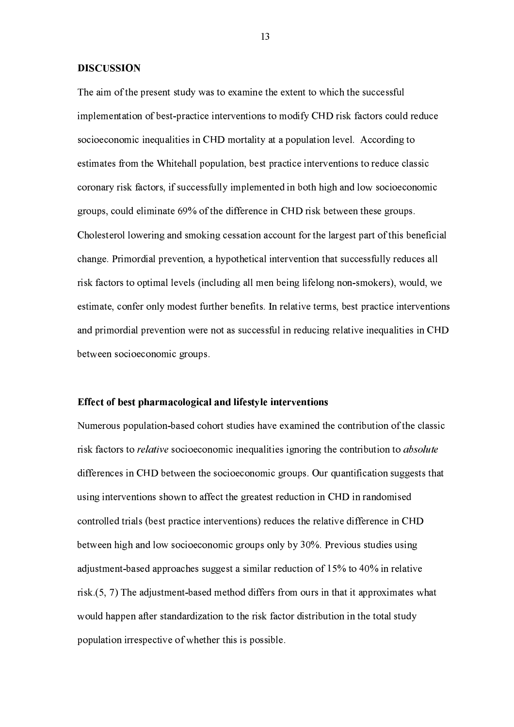## DISCUSSION

The aim of the present study was to examine the extent to which the successful implementation of best-practice interventions to modify CHD risk factors could reduce socioeconomic inequalities in CHD mortality at a population level. According to estimates from the Whitehall population, best practice interventions to reduce classic coronary risk factors, if successfully implemented in both high and low socioeconomic groups, could eliminate 69% of the difference in CHD risk between these groups. Cholesterol lowering and smoking cessation account for the largest part of this beneficial change. Primordial prevention, a hypothetical intervention that successfully reduces all risk factors to optimal levels (including all men being lifelong non-smokers), would, we estimate, confer only modest further benefits. In relative terms, best practice interventions and primordial prevention were not as successful in reducing relative inequalities in CHD between socioeconomic groups.

### Effect of best pharmacological and lifestyle interventions

Numerous population-based cohort studies have examined the contribution of the classic risk factors to *relative* socioeconomic inequalities ignoring the contribution to *absolute* differences in CHD between the socioeconomic groups. Our quantification suggests that using interventions shown to affect the greatest reduction in CHD in randomised controlled trials (best practice interventions) reduces the relative difference in CHD between high and low socioeconomic groups only by 30%. Previous studies using adjustment-based approaches suggest a similar reduction of 15% to 40% in relative risk.(5, 7) The adjustment-based method differs from ours in that it approximates what would happen after standardization to the risk factor distribution in the total study population irrespective of whether this is possible.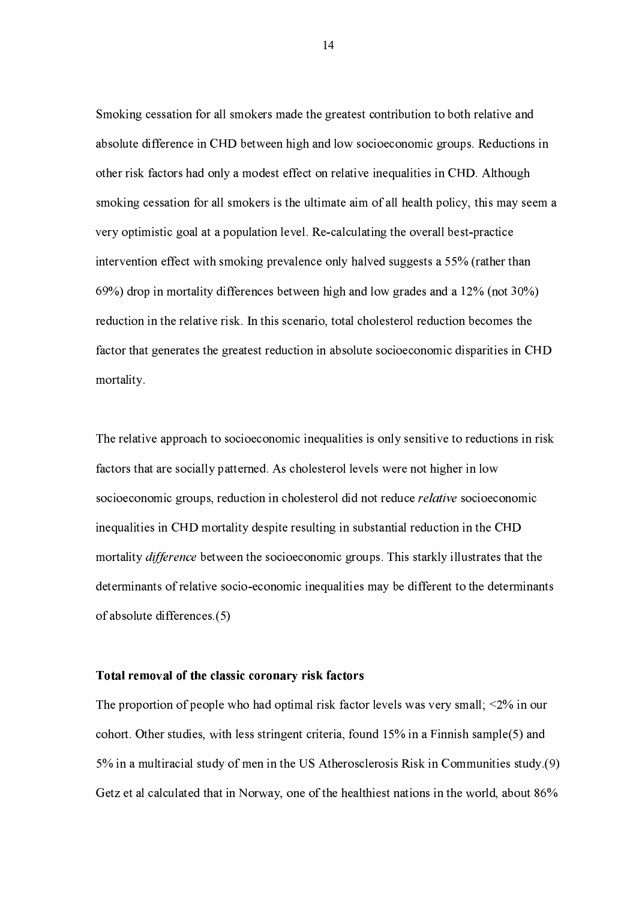Smoking cessation for all smokers made the greatest contribution to both relative and absolute difference in CHD between high and low socioeconomic groups. Reductions in other risk factors had only a modest effect on relative inequalities in CHD. Although smoking cessation for all smokers is the ultimate aim of all health policy, this may seem a very optimistic goal at a population level. Re-calculating the overall best-practice intervention effect with smoking prevalence only halved suggests a 55% (rather than 69%) drop in mortality differences between high and low grades and a 12% (not 30%) reduction in the relative risk. In this scenario, total cholesterol reduction becomes the factor that generates the greatest reduction in absolute socioeconomic disparities in CHD mortality.

The relative approach to socioeconomic inequalities is only sensitive to reductions in risk factors that are socially patterned. As cholesterol levels were not higher in low socioeconomic groups, reduction in cholesterol did not reduce *relative* socioeconomic inequalities in CHD mortality despite resulting in substantial reduction in the CHD mortality *difference* between the socioeconomic groups. This starkly illustrates that the determinants of relative socio-economic inequalities may be different to the determinants of absolute differences.(5)

**Total removal of the classic coronary risk factors**

The proportion of people who had optimal risk factor levels was very small; <2% in our cohort. Other studies, with less stringent criteria, found 15% in a Finnish sample(5) and 5% in a multiracial study of men in the US Atherosclerosis Risk in Communities study.(9) Getz et al calculated that in Norway, one of the healthiest nations in the world, about 86%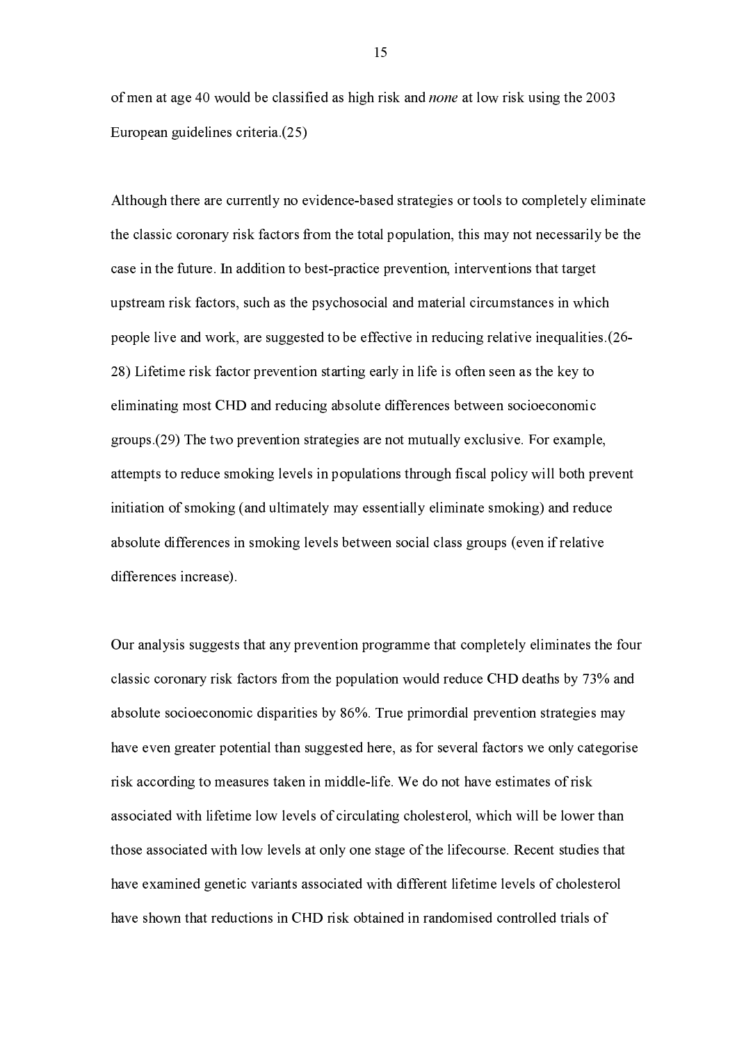of men at age 40 would be classified as high risk and *none* at low risk using the 2003 European guidelines criteria.(25)

Although there are currently no evidence-based strategies or tools to completely eliminate the classic coronary risk factors from the total population, this may not necessarily be the case in the future. In addition to best-practice prevention, interventions that target upstream risk factors, such as the psychosocial and material circumstances in which people live and work, are suggested to be effective in reducing relative inequalities.(26-28) Lifetime risk factor prevention starting early in life is often seen as the key to eliminating most CHD and reducing absolute differences between socioeconomic groups.(29) The two prevention strategies are not mutually exclusive. For example, attempts to reduce smoking levels in populations through fiscal policy will both prevent initiation of smoking (and ultimately may essentially eliminate smoking) and reduce absolute differences in smoking levels between social class groups (even if relative differences increase).

Our analysis suggests that any prevention programme that completely eliminates the four classic coronary risk factors from the population would reduce CHD deaths by 73% and absolute socioeconomic disparities by 86%. True primordial prevention strategies may have even greater potential than suggested here, as for several factors we only categorise risk according to measures taken in middle-life. We do not have estimates of risk associated with lifetime low levels of circulating cholesterol, which will be lower than those associated with low levels at only one stage of the lifecourse. Recent studies that have examined genetic variants associated with different lifetime levels of cholesterol have shown that reductions in CHD risk obtained in randomised controlled trials of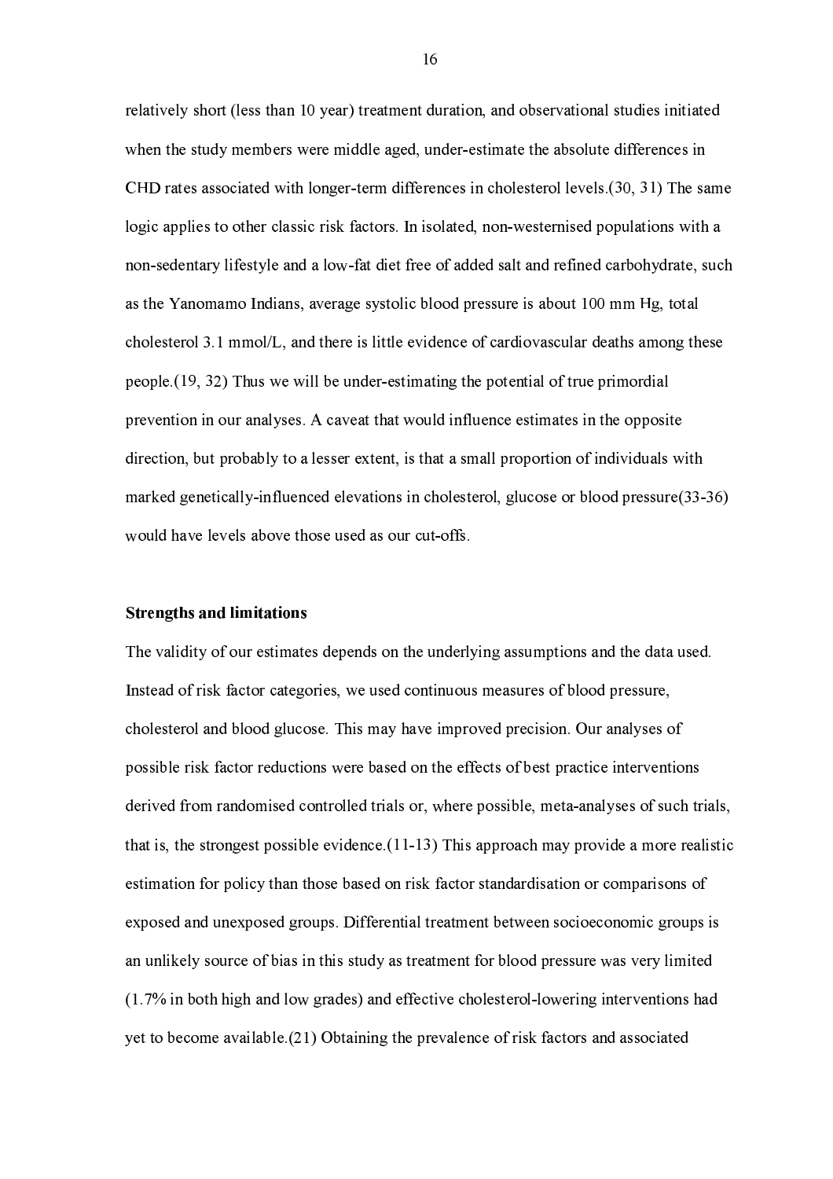relatively short (less than 10 year) treatment duration, and observational studies initiated when the study members were middle aged, under-estimate the absolute differences in CHD rates associated with longer-term differences in cholesterol levels.(30, 31) The same logic applies to other classic risk factors. In isolated, non-westernised populations with a non-sedentary lifestyle and a low-fat diet free of added salt and refined carbohydrate, such as the Yanomamo Indians, average systolic blood pressure is about 100 mm Hg, total cholesterol 3.1 mmol/L, and there is little evidence of cardiovascular deaths among these people.(19, 32) Thus we will be under-estimating the potential of true primordial prevention in our analyses. A caveat that would influence estimates in the opposite direction, but probably to a lesser extent, is that a small proportion of individuals with marked genetically-influenced elevations in cholesterol, glucose or blood pressure(33-36) would have levels above those used as our cut-offs.

**Strengths and limitations**

The validity of our estimates depends on the underlying assumptions and the data used. Instead of risk factor categories, we used continuous measures of blood pressure, cholesterol and blood glucose. This may have improved precision. Our analyses of possible risk factor reductions were based on the effects of best practice interventions derived from randomised controlled trials or, where possible, meta-analyses of such trials, that is, the strongest possible evidence.(11-13) This approach may provide a more realistic estimation for policy than those based on risk factor standardisation or comparisons of exposed and unexposed groups. Differential treatment between socioeconomic groups is an unlikely source of bias in this study as treatment for blood pressure was very limited (1.7% in both high and low grades) and effective cholesterol-lowering interventions had yet to become available.(21) Obtaining the prevalence of risk factors and associated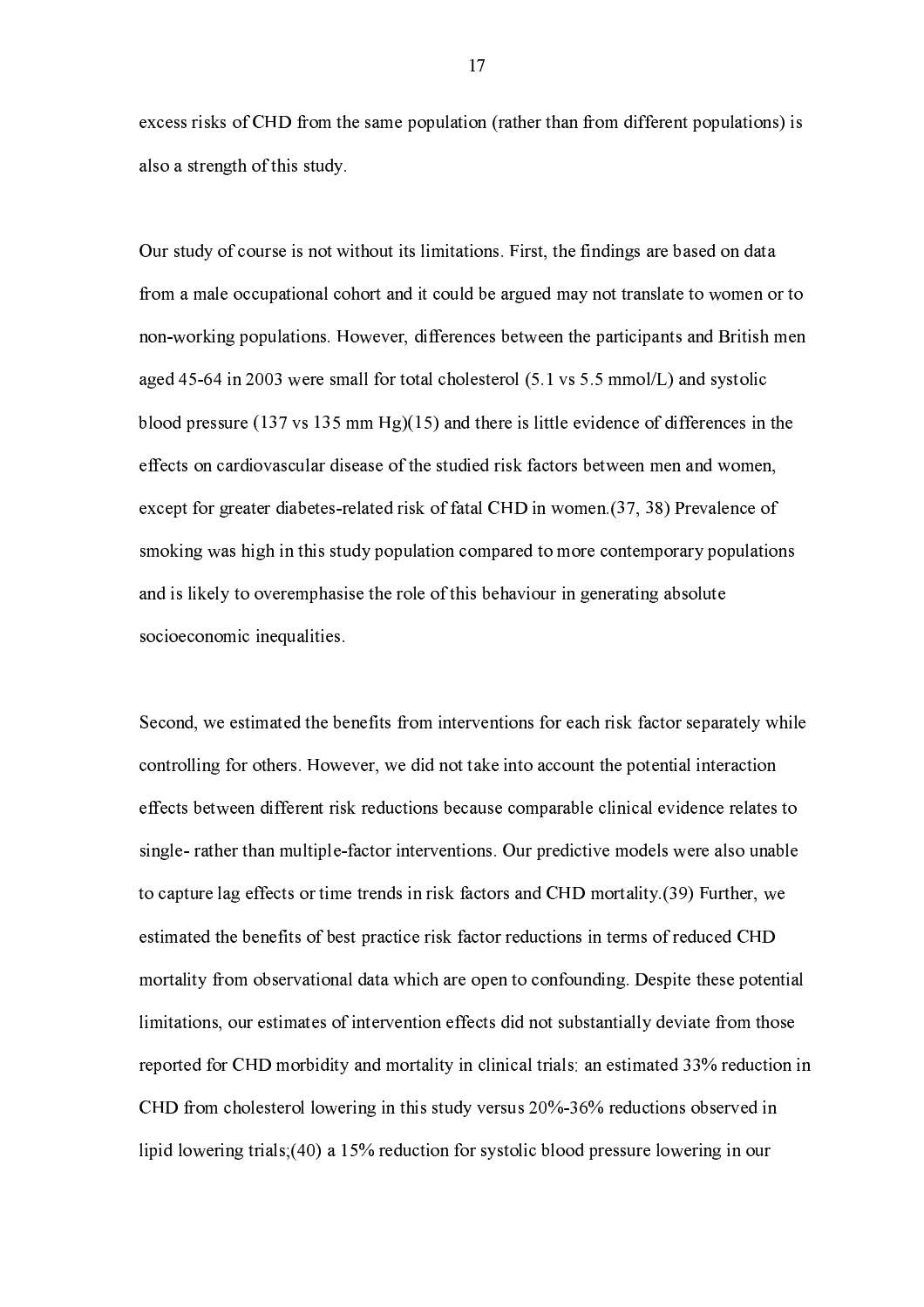excess risks of CHD from the same population (rather than from different populations) is also a strength of this study.

Our study of course is not without its limitations. First, the findings are based on data from a male occupational cohort and it could be argued may not translate to women or to non-working populations. However, differences between the participants and British men aged 45-64 in 2003 were small for total cholesterol (5.1 vs 5.5 mmol/L) and systolic blood pressure (137 vs 135 mm Hg)(15) and there is little evidence of differences in the effects on cardiovascular disease of the studied risk factors between men and women, except for greater diabetes-related risk of fatal CHD in women.(37, 38) Prevalence of smoking was high in this study population compared to more contemporary populations and is likely to overemphasise the role of this behaviour in generating absolute socioeconomic inequalities.

Second, we estimated the benefits from interventions for each risk factor separately while controlling for others. However, we did not take into account the potential interaction effects between different risk reductions because comparable clinical evidence relates to single- rather than multiple-factor interventions. Our predictive models were also unable to capture lag effects or time trends in risk factors and CHD mortality.(39) Further, we estimated the benefits of best practice risk factor reductions in terms of reduced CHD mortality from observational data which are open to confounding. Despite these potential limitations, our estimates of intervention effects did not substantially deviate from those reported for CHD morbidity and mortality in clinical trials: an estimated 33% reduction in CHD from cholesterol lowering in this study versus 20%-36% reductions observed in lipid lowering trials;(40) a 15% reduction for systolic blood pressure lowering in our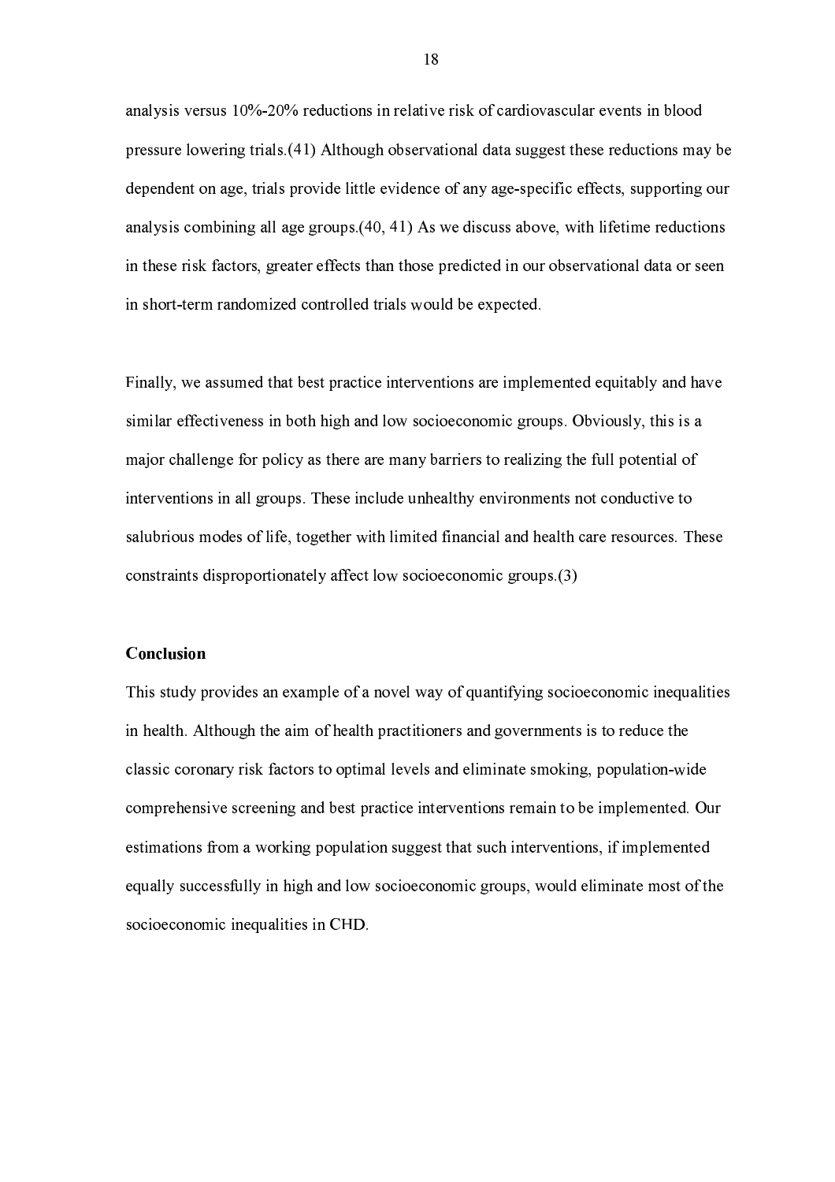analysis versus 10%-20% reductions in relative risk of cardiovascular events in blood pressure lowering trials.(41) Although observational data suggest these reductions may be dependent on age, trials provide little evidence of any age-specific effects, supporting our analysis combining all age groups.(40, 41) As we discuss above, with lifetime reductions in these risk factors, greater effects than those predicted in our observational data or seen in short-term randomized controlled trials would be expected.

Finally, we assumed that best practice interventions are implemented equitably and have similar effectiveness in both high and low socioeconomic groups. Obviously, this is a major challenge for policy as there are many barriers to realizing the full potential of interventions in all groups. These include unhealthy environments not conductive to salubrious modes of life, together with limited financial and health care resources. These constraints disproportionately affect low socioeconomic groups.(3)

## Conclusion

This study provides an example of a novel way of quantifying socioeconomic inequalities in health. Although the aim of health practitioners and governments is to reduce the classic coronary risk factors to optimal levels and eliminate smoking, population-wide comprehensive screening and best practice interventions remain to be implemented. Our estimations from a working population suggest that such interventions, if implemented equally successfully in high and low socioeconomic groups, would eliminate most of the socioeconomic inequalities in CHD.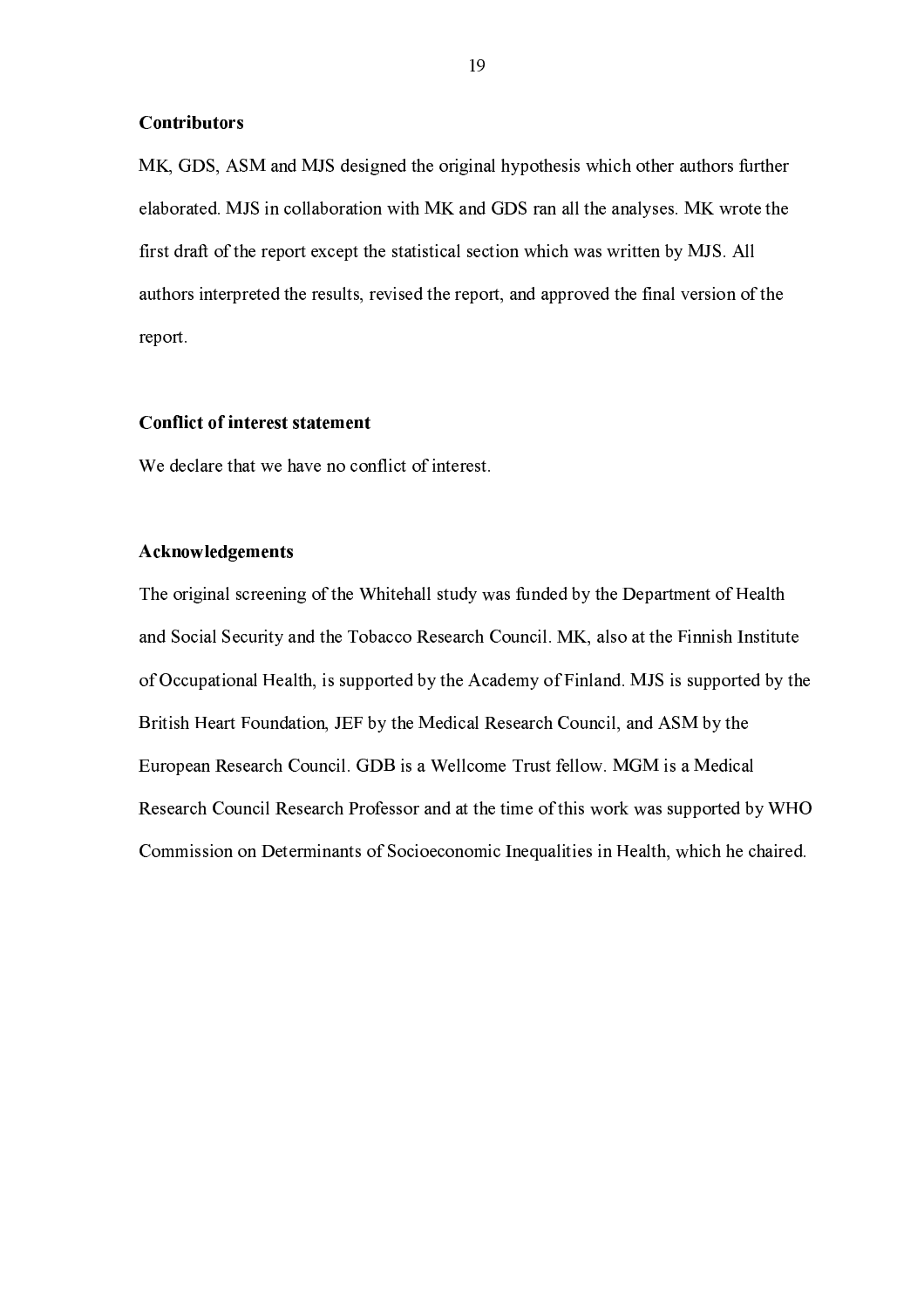**Contributors**

MK, GDS, ASM and MJS designed the original hypothesis which other authors further elaborated. MJS in collaboration with MK and GDS ran all the analyses. MK wrote the first draft of the report except the statistical section which was written by MJS. All authors interpreted the results, revised the report, and approved the final version of the report.

**Conflict of interest statement**

We declare that we have no conflict of interest.

**Acknowledgements**

The original screening of the Whitehall study was funded by the Department of Health and Social Security and the Tobacco Research Council. MK, also at the Finnish Institute of Occupational Health, is supported by the Academy of Finland. MJS is supported by the British Heart Foundation, JEF by the Medical Research Council, and ASM by the European Research Council. GDB is a Wellcome Trust fellow. MGM is a Medical Research Council Research Professor and at the time of this work was supported by WHO Commission on Determinants of Socioeconomic Inequalities in Health, which he chaired.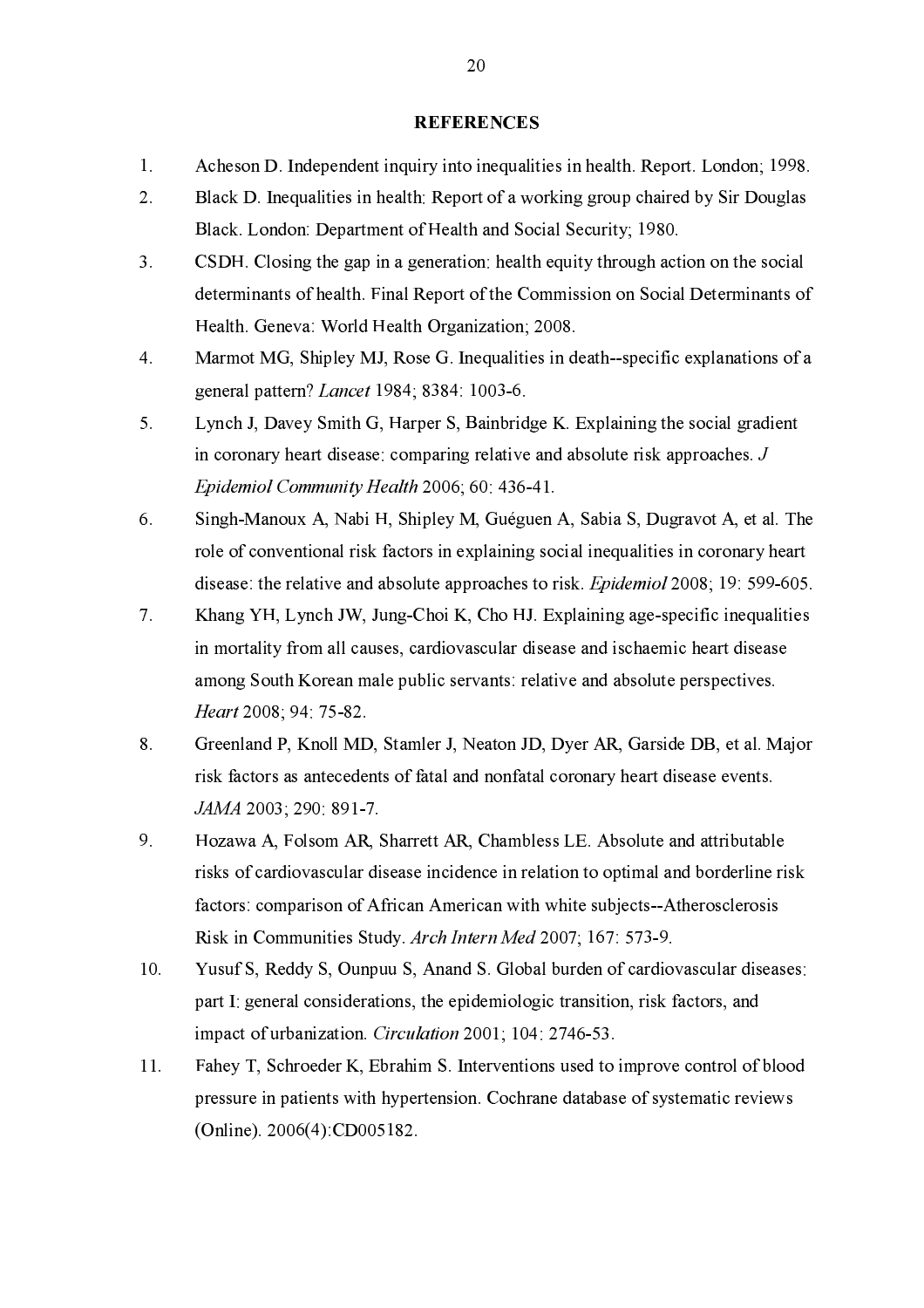## REFERENCES

1. Acheson D. Independent inquiry into inequalities in health. Report. London; 1998.
2. Black D. Inequalities in health: Report of a working group chaired by Sir Douglas Black. London: Department of Health and Social Security; 1980.
3. CSDH. Closing the gap in a generation: health equity through action on the social determinants of health. Final Report of the Commission on Social Determinants of Health. Geneva: World Health Organization; 2008.
4. Marmot MG, Shipley MJ, Rose G. Inequalities in death--specific explanations of a general pattern? *Lancet* 1984; 8384: 1003-6.
5. Lynch J, Davey Smith G, Harper S, Bainbridge K. Explaining the social gradient in coronary heart disease: comparing relative and absolute risk approaches. *J Epidemiol Community Health* 2006; 60: 436-41.
6. Singh-Manoux A, Nabi H, Shipley M, Guéguen A, Sabia S, Dugravot A, et al. The role of conventional risk factors in explaining social inequalities in coronary heart disease: the relative and absolute approaches to risk. *Epidemiol* 2008; 19: 599-605.
7. Khang YH, Lynch JW, Jung-Choi K, Cho HJ. Explaining age-specific inequalities in mortality from all causes, cardiovascular disease and ischaemic heart disease among South Korean male public servants: relative and absolute perspectives. *Heart* 2008; 94: 75-82.
8. Greenland P, Knoll MD, Stamler J, Neaton JD, Dyer AR, Garside DB, et al. Major risk factors as antecedents of fatal and nonfatal coronary heart disease events. *JAMA* 2003; 290: 891-7.
9. Hozawa A, Folsom AR, Sharrett AR, Chambless LE. Absolute and attributable risks of cardiovascular disease incidence in relation to optimal and borderline risk factors: comparison of African American with white subjects--Atherosclerosis Risk in Communities Study. *Arch Intern Med* 2007; 167: 573-9.
10. Yusuf S, Reddy S, Ounpuu S, Anand S. Global burden of cardiovascular diseases: part I: general considerations, the epidemiologic transition, risk factors, and impact of urbanization. *Circulation* 2001; 104: 2746-53.
11. Fahey T, Schroeder K, Ebrahim S. Interventions used to improve control of blood pressure in patients with hypertension. Cochrane database of systematic reviews (Online). 2006(4):CD005182.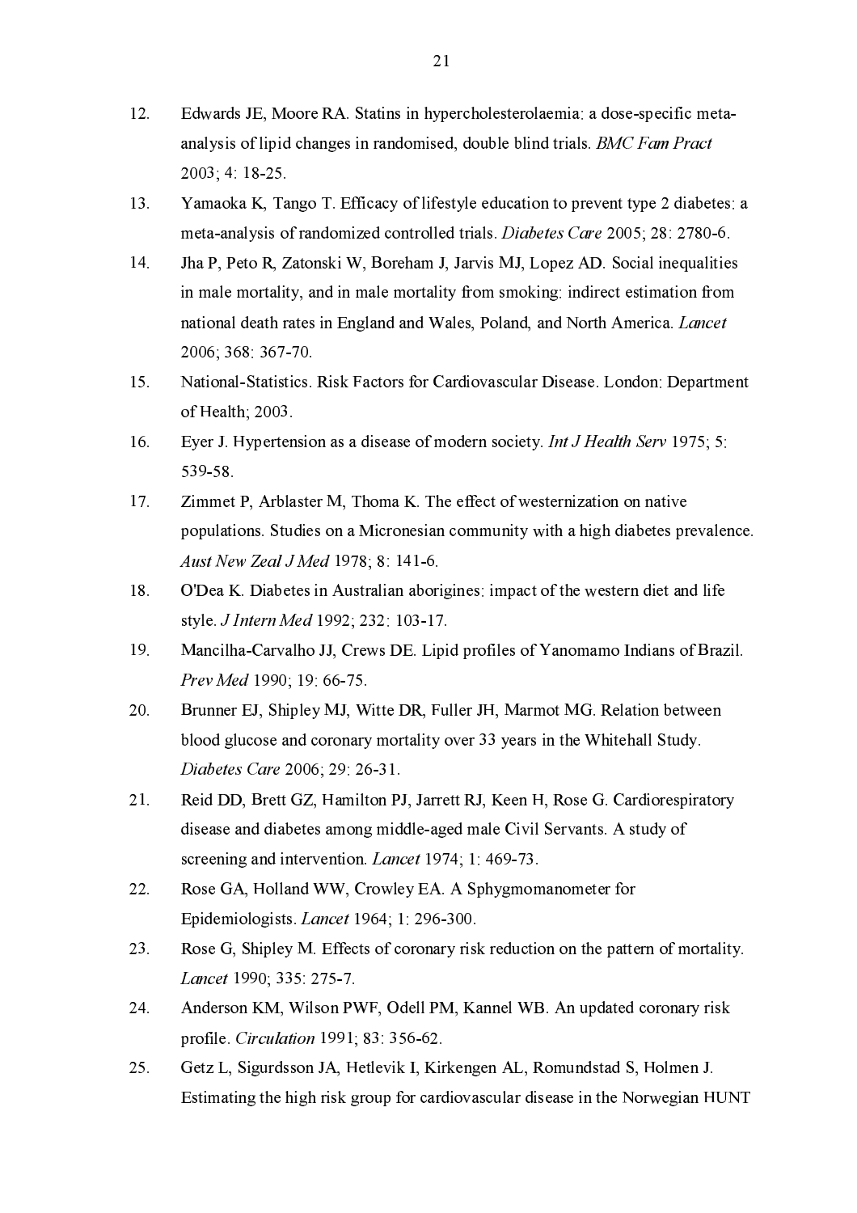12. Edwards JE, Moore RA. Statins in hypercholesterolaemia: a dose-specific meta-analysis of lipid changes in randomised, double blind trials. *BMC Fam Pract* 2003; 4: 18-25.
13. Yamaoka K, Tango T. Efficacy of lifestyle education to prevent type 2 diabetes: a meta-analysis of randomized controlled trials. *Diabetes Care* 2005; 28: 2780-6.
14. Jha P, Peto R, Zatonski W, Boreham J, Jarvis MJ, Lopez AD. Social inequalities in male mortality, and in male mortality from smoking: indirect estimation from national death rates in England and Wales, Poland, and North America. *Lancet* 2006; 368: 367-70.
15. National-Statistics. Risk Factors for Cardiovascular Disease. London: Department of Health; 2003.
16. Eyer J. Hypertension as a disease of modern society. *Int J Health Serv* 1975; 5: 539-58.
17. Zimmet P, Arblaster M, Thoma K. The effect of westernization on native populations. Studies on a Micronesian community with a high diabetes prevalence. *Aust New Zeal J Med* 1978; 8: 141-6.
18. O'Dea K. Diabetes in Australian aborigines: impact of the western diet and life style. *J Intern Med* 1992; 232: 103-17.
19. Mancilha-Carvalho JJ, Crews DE. Lipid profiles of Yanomamo Indians of Brazil. *Prev Med* 1990; 19: 66-75.
20. Brunner EJ, Shipley MJ, Witte DR, Fuller JH, Marmot MG. Relation between blood glucose and coronary mortality over 33 years in the Whitehall Study. *Diabetes Care* 2006; 29: 26-31.
21. Reid DD, Brett GZ, Hamilton PJ, Jarrett RJ, Keen H, Rose G. Cardiorespiratory disease and diabetes among middle-aged male Civil Servants. A study of screening and intervention. *Lancet* 1974; 1: 469-73.
22. Rose GA, Holland WW, Crowley EA. A Sphygmomanometer for Epidemiologists. *Lancet* 1964; 1: 296-300.
23. Rose G, Shipley M. Effects of coronary risk reduction on the pattern of mortality. *Lancet* 1990; 335: 275-7.
24. Anderson KM, Wilson PWF, Odell PM, Kannel WB. An updated coronary risk profile. *Circulation* 1991; 83: 356-62.
25. Getz L, Sigurdsson JA, Hetlevik I, Kirkengen AL, Romundstad S, Holmen J. Estimating the high risk group for cardiovascular disease in the Norwegian HUNT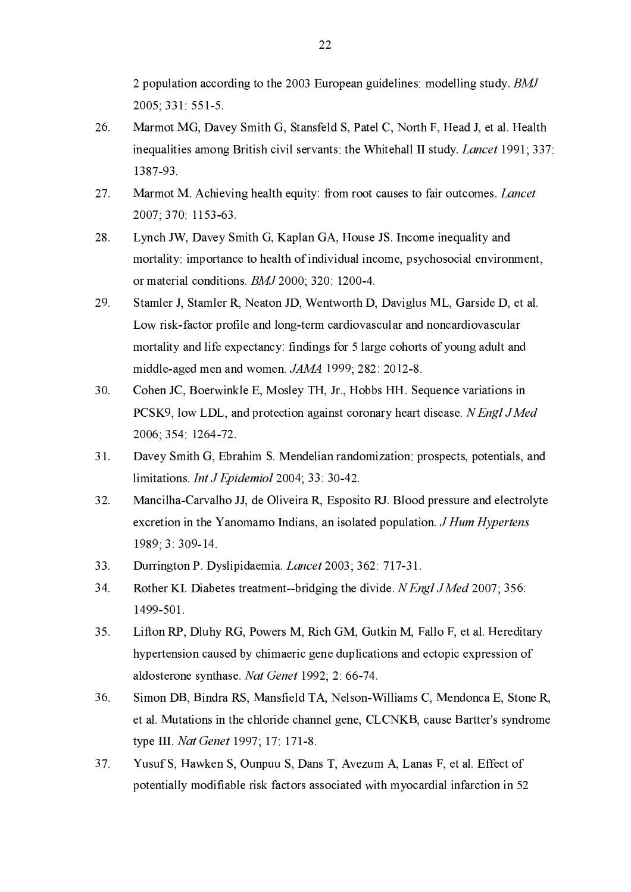2 population according to the 2003 European guidelines: modelling study. *BMJ* 2005; 331: 551-5.

26. Marmot MG, Davey Smith G, Stansfeld S, Patel C, North F, Head J, et al. Health inequalities among British civil servants: the Whitehall II study. *Lancet* 1991; 337: 1387-93.

27. Marmot M. Achieving health equity: from root causes to fair outcomes. *Lancet* 2007; 370: 1153-63.

28. Lynch JW, Davey Smith G, Kaplan GA, House JS. Income inequality and mortality: importance to health of individual income, psychosocial environment, or material conditions. *BMJ* 2000; 320: 1200-4.

29. Stamler J, Stamler R, Neaton JD, Wentworth D, Daviglus ML, Garside D, et al. Low risk-factor profile and long-term cardiovascular and noncardiovascular mortality and life expectancy: findings for 5 large cohorts of young adult and middle-aged men and women. *JAMA* 1999; 282: 2012-8.

30. Cohen JC, Boerwinkle E, Mosley TH, Jr., Hobbs HH. Sequence variations in PCSK9, low LDL, and protection against coronary heart disease. *N Engl J Med* 2006; 354: 1264-72.

31. Davey Smith G, Ebrahim S. Mendelian randomization: prospects, potentials, and limitations. *Int J Epidemiol* 2004; 33: 30-42.

32. Mancilha-Carvalho JJ, de Oliveira R, Esposito RJ. Blood pressure and electrolyte excretion in the Yanomamo Indians, an isolated population. *J Hum Hypertens* 1989; 3: 309-14.

33. Durrington P. Dyslipidaemia. *Lancet* 2003; 362: 717-31.

34. Rother KI. Diabetes treatment--bridging the divide. *N Engl J Med* 2007; 356: 1499-501.

35. Lifton RP, Dluhy RG, Powers M, Rich GM, Gutkin M, Fallo F, et al. Hereditary hypertension caused by chimaeric gene duplications and ectopic expression of aldosterone synthase. *Nat Genet* 1992; 2: 66-74.

36. Simon DB, Bindra RS, Mansfield TA, Nelson-Williams C, Mendonca E, Stone R, et al. Mutations in the chloride channel gene, CLCNKB, cause Bartter's syndrome type III. *Nat Genet* 1997; 17: 171-8.

37. Yusuf S, Hawken S, Ounpuu S, Dans T, Avezum A, Lanas F, et al. Effect of potentially modifiable risk factors associated with myocardial infarction in 52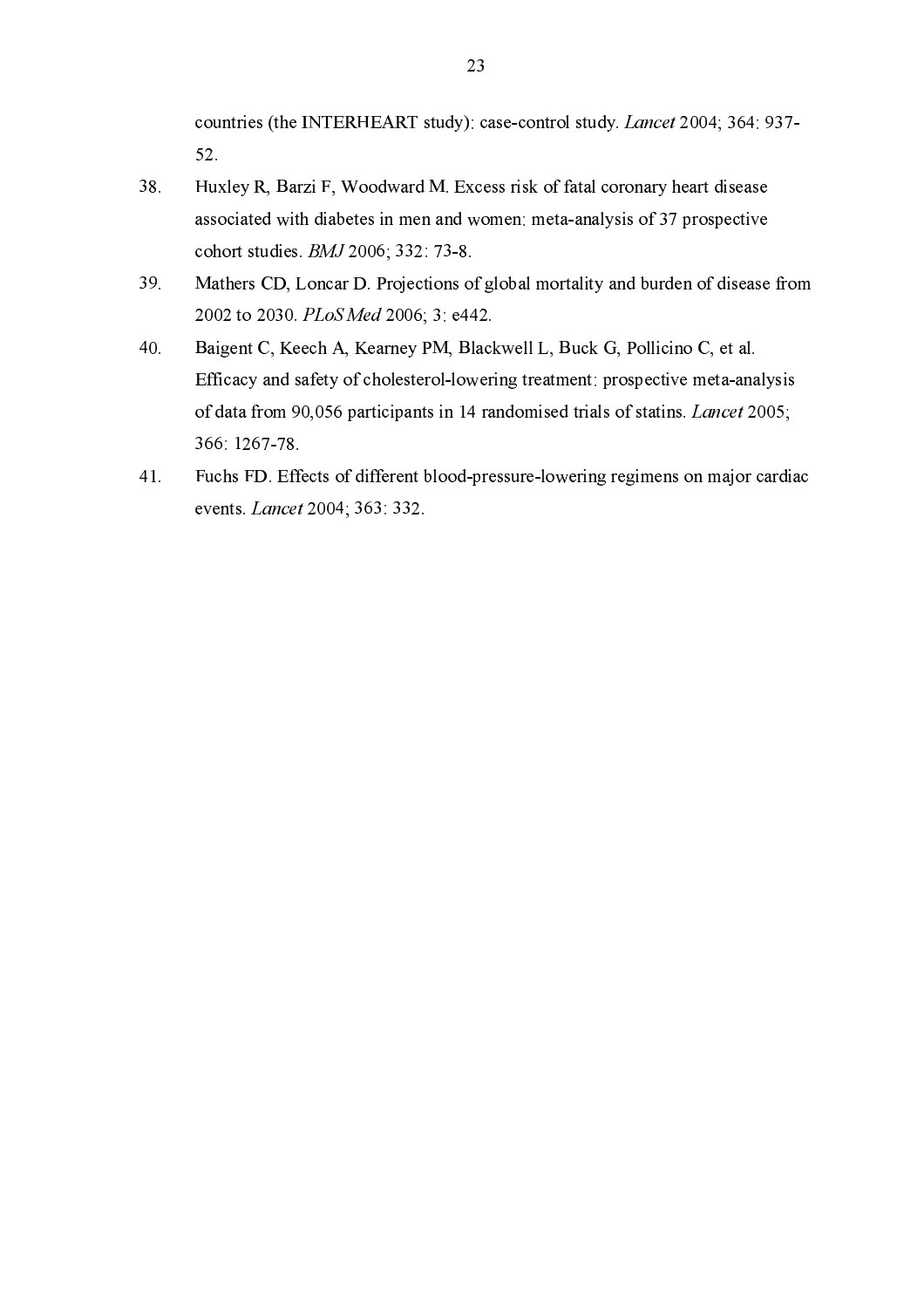countries (the INTERHEART study): case-control study. *Lancet* 2004; 364: 937-52.

38. Huxley R, Barzi F, Woodward M. Excess risk of fatal coronary heart disease associated with diabetes in men and women: meta-analysis of 37 prospective cohort studies. *BMJ* 2006; 332: 73-8.

39. Mathers CD, Loncar D. Projections of global mortality and burden of disease from 2002 to 2030. *PLoS Med* 2006; 3: e442.

40. Baigent C, Keech A, Kearney PM, Blackwell L, Buck G, Pollicino C, et al. Efficacy and safety of cholesterol-lowering treatment: prospective meta-analysis of data from 90,056 participants in 14 randomised trials of statins. *Lancet* 2005; 366: 1267-78.

41. Fuchs FD. Effects of different blood-pressure-lowering regimens on major cardiac events. *Lancet* 2004; 363: 332.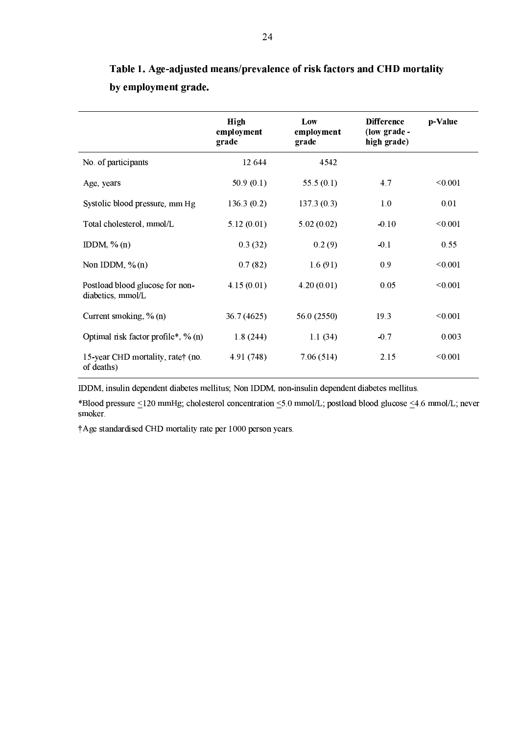**Table 1. Age-adjusted means/prevalence of risk factors and CHD mortality by employment grade.**

| | High employment grade | Low employment grade | Difference (low grade - high grade) | p-Value |
|---|---|---|---|---|
| No. of participants | 12 644 | 4542 | | |
| Age, years | 50.9 (0.1) | 55.5 (0.1) | 4.7 | <0.001 |
| Systolic blood pressure, mm Hg | 136.3 (0.2) | 137.3 (0.3) | 1.0 | 0.01 |
| Total cholesterol, mmol/L | 5.12 (0.01) | 5.02 (0.02) | -0.10 | <0.001 |
| IDDM, % (n) | 0.3 (32) | 0.2 (9) | -0.1 | 0.55 |
| Non IDDM, % (n) | 0.7 (82) | 1.6 (91) | 0.9 | <0.001 |
| Postload blood glucose for non-diabetics, mmol/L | 4.15 (0.01) | 4.20 (0.01) | 0.05 | <0.001 |
| Current smoking, % (n) | 36.7 (4625) | 56.0 (2550) | 19.3 | <0.001 |
| Optimal risk factor profile*, % (n) | 1.8 (244) | 1.1 (34) | -0.7 | 0.003 |
| 15-year CHD mortality, rate† (no. of deaths) | 4.91 (748) | 7.06 (514) | 2.15 | <0.001 |

IDDM, insulin dependent diabetes mellitus; Non IDDM, non-insulin dependent diabetes mellitus.

*Blood pressure $\leq$120 mmHg; cholesterol concentration $\leq$5.0 mmol/L; postload blood glucose $\leq$4.6 mmol/L; never smoker.

†Age standardised CHD mortality rate per 1000 person years.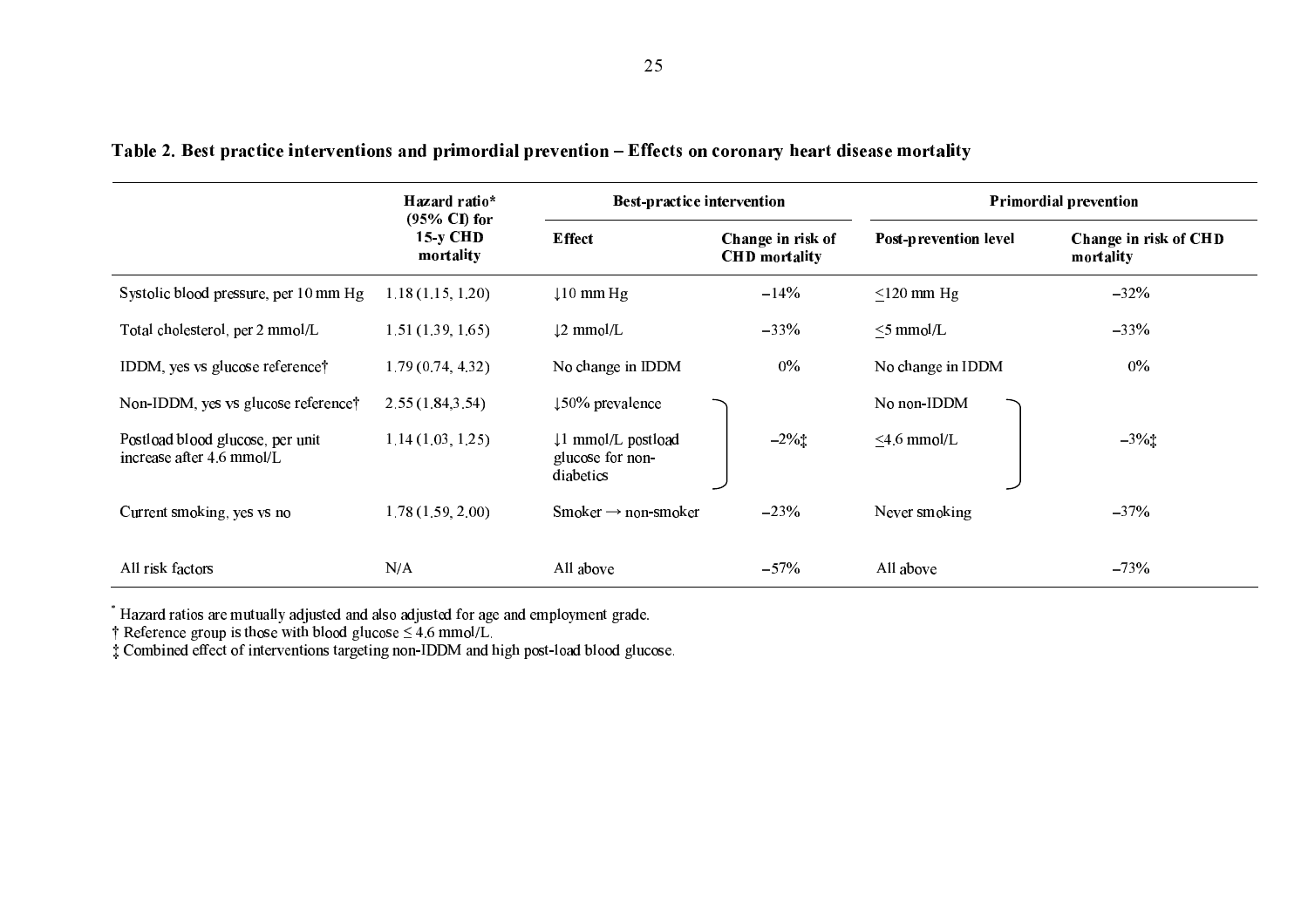**Table 2. Best practice interventions and primordial prevention – Effects on coronary heart disease mortality**

| | Hazard ratio* (95% CI) for 15-y CHD mortality | Best-practice intervention | | Primordial prevention | |
|---|---|---|---|---|---|
| | | Effect | Change in risk of CHD mortality | Post-prevention level | Change in risk of CHD mortality |
| Systolic blood pressure, per 10 mm Hg | 1.18 (1.15, 1.20) | ↓10 mm Hg | –14% | ≤120 mm Hg | –32% |
| Total cholesterol, per 2 mmol/L | 1.51 (1.39, 1.65) | ↓2 mmol/L | –33% | ≤5 mmol/L | –33% |
| IDDM, yes vs glucose reference† | 1.79 (0.74, 4.32) | No change in IDDM | 0% | No change in IDDM | 0% |
| Non-IDDM, yes vs glucose reference† | 2.55 (1.84,3.54) | ↓50% prevalence | –2%‡ | No non-IDDM | –3%‡ |
| Postload blood glucose, per unit increase after 4.6 mmol/L | 1.14 (1.03, 1.25) | ↓1 mmol/L postload glucose for non-diabetics | | ≤4.6 mmol/L | |
| Current smoking, yes vs no | 1.78 (1.59, 2.00) | Smoker → non-smoker | –23% | Never smoking | –37% |
| All risk factors | N/A | All above | –57% | All above | –73% |

\* Hazard ratios are mutually adjusted and also adjusted for age and employment grade.

† Reference group is those with blood glucose ≤ 4.6 mmol/L.

‡ Combined effect of interventions targeting non-IDDM and high post-load blood glucose.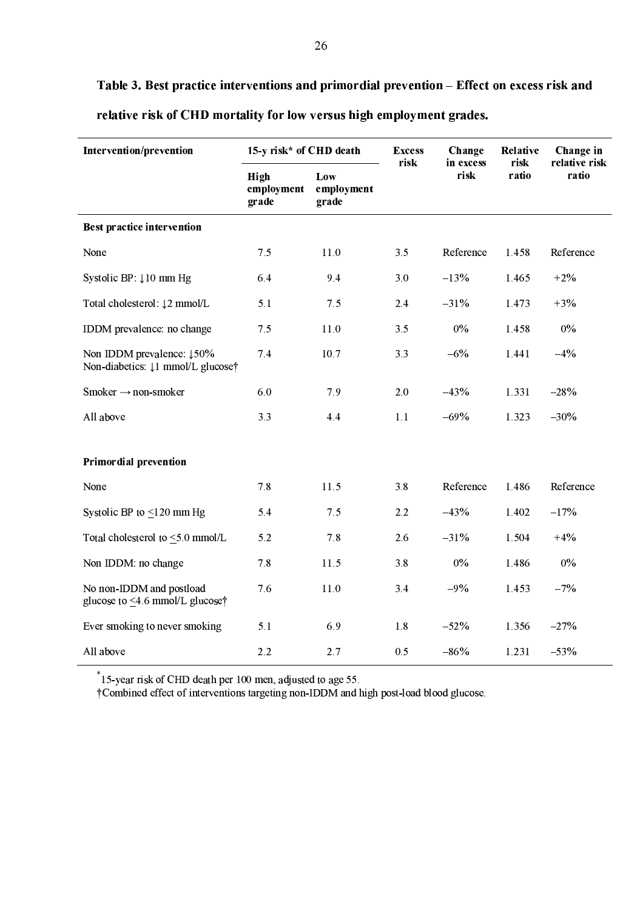**Table 3. Best practice interventions and primordial prevention – Effect on excess risk and relative risk of CHD mortality for low versus high employment grades.**

| Intervention/prevention | 15-y risk* of CHD death | | Excess risk | Change in excess risk | Relative risk ratio | Change in relative risk ratio |
|---|---|---|---|---|---|---|
| | High employment grade | Low employment grade | | | | |
| **Best practice intervention** | | | | | | |
| None | 7.5 | 11.0 | 3.5 | Reference | 1.458 | Reference |
| Systolic BP: ↓10 mm Hg | 6.4 | 9.4 | 3.0 | –13% | 1.465 | +2% |
| Total cholesterol: ↓2 mmol/L | 5.1 | 7.5 | 2.4 | –31% | 1.473 | +3% |
| IDDM prevalence: no change | 7.5 | 11.0 | 3.5 | 0% | 1.458 | 0% |
| Non IDDM prevalence: ↓50% Non-diabetics: ↓1 mmol/L glucose† | 7.4 | 10.7 | 3.3 | –6% | 1.441 | –4% |
| Smoker → non-smoker | 6.0 | 7.9 | 2.0 | –43% | 1.331 | –28% |
| All above | 3.3 | 4.4 | 1.1 | –69% | 1.323 | –30% |
| **Primordial prevention** | | | | | | |
| None | 7.8 | 11.5 | 3.8 | Reference | 1.486 | Reference |
| Systolic BP to <u><</u>120 mm Hg | 5.4 | 7.5 | 2.2 | –43% | 1.402 | –17% |
| Total cholesterol to <u><</u>5.0 mmol/L | 5.2 | 7.8 | 2.6 | –31% | 1.504 | +4% |
| Non IDDM: no change | 7.8 | 11.5 | 3.8 | 0% | 1.486 | 0% |
| No non-IDDM and postload glucose to <u><</u>4.6 mmol/L glucose† | 7.6 | 11.0 | 3.4 | –9% | 1.453 | –7% |
| Ever smoking to never smoking | 5.1 | 6.9 | 1.8 | –52% | 1.356 | –27% |
| All above | 2.2 | 2.7 | 0.5 | –86% | 1.231 | –53% |

*15-year risk of CHD death per 100 men, adjusted to age 55.

†Combined effect of interventions targeting non-IDDM and high post-load blood glucose.